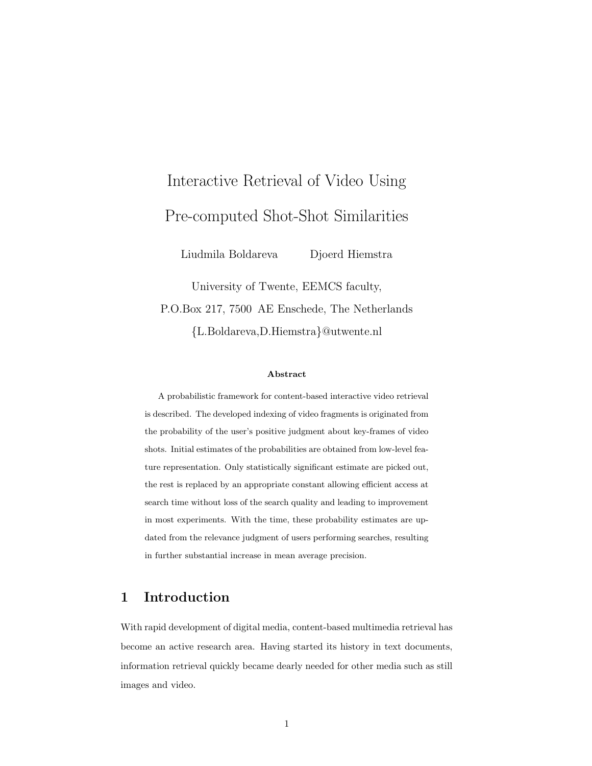# Interactive Retrieval of Video Using Pre-computed Shot-Shot Similarities

Liudmila Boldareva     Djoerd Hiemstra

University of Twente, EEMCS faculty,
P.O.Box 217, 7500 AE Enschede, The Netherlands
{L.Boldareva,D.Hiemstra}@utwente.nl

**Abstract**

A probabilistic framework for content-based interactive video retrieval is described. The developed indexing of video fragments is originated from the probability of the user's positive judgment about key-frames of video shots. Initial estimates of the probabilities are obtained from low-level feature representation. Only statistically significant estimate are picked out, the rest is replaced by an appropriate constant allowing efficient access at search time without loss of the search quality and leading to improvement in most experiments. With the time, these probability estimates are updated from the relevance judgment of users performing searches, resulting in further substantial increase in mean average precision.

## 1 Introduction

With rapid development of digital media, content-based multimedia retrieval has become an active research area. Having started its history in text documents, information retrieval quickly became dearly needed for other media such as still images and video.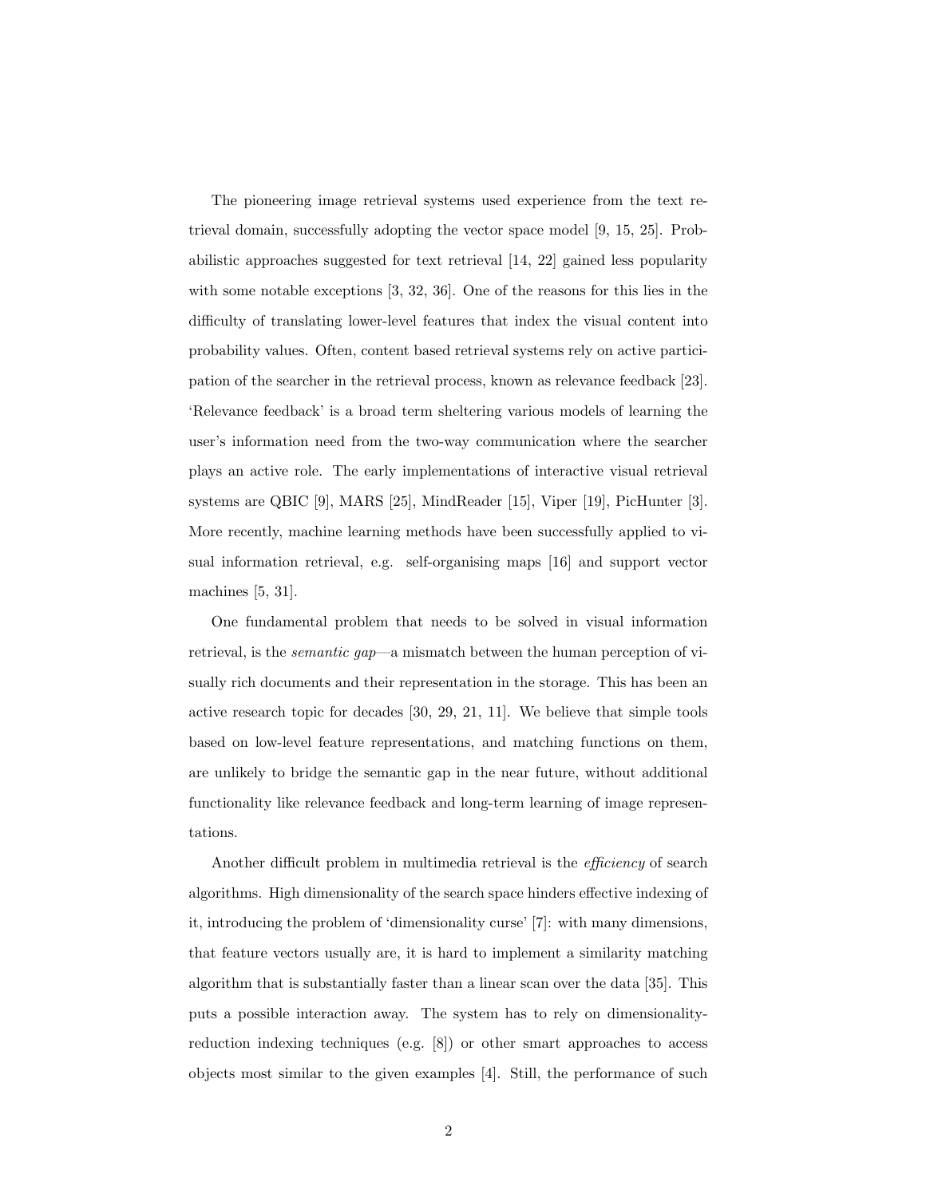The pioneering image retrieval systems used experience from the text retrieval domain, successfully adopting the vector space model [9, 15, 25]. Probabilistic approaches suggested for text retrieval [14, 22] gained less popularity with some notable exceptions [3, 32, 36]. One of the reasons for this lies in the difficulty of translating lower-level features that index the visual content into probability values. Often, content based retrieval systems rely on active participation of the searcher in the retrieval process, known as relevance feedback [23]. 'Relevance feedback' is a broad term sheltering various models of learning the user's information need from the two-way communication where the searcher plays an active role. The early implementations of interactive visual retrieval systems are QBIC [9], MARS [25], MindReader [15], Viper [19], PicHunter [3]. More recently, machine learning methods have been successfully applied to visual information retrieval, e.g. self-organising maps [16] and support vector machines [5, 31].

One fundamental problem that needs to be solved in visual information retrieval, is the *semantic gap*—a mismatch between the human perception of visually rich documents and their representation in the storage. This has been an active research topic for decades [30, 29, 21, 11]. We believe that simple tools based on low-level feature representations, and matching functions on them, are unlikely to bridge the semantic gap in the near future, without additional functionality like relevance feedback and long-term learning of image representations.

Another difficult problem in multimedia retrieval is the *efficiency* of search algorithms. High dimensionality of the search space hinders effective indexing of it, introducing the problem of 'dimensionality curse' [7]: with many dimensions, that feature vectors usually are, it is hard to implement a similarity matching algorithm that is substantially faster than a linear scan over the data [35]. This puts a possible interaction away. The system has to rely on dimensionality-reduction indexing techniques (e.g. [8]) or other smart approaches to access objects most similar to the given examples [4]. Still, the performance of such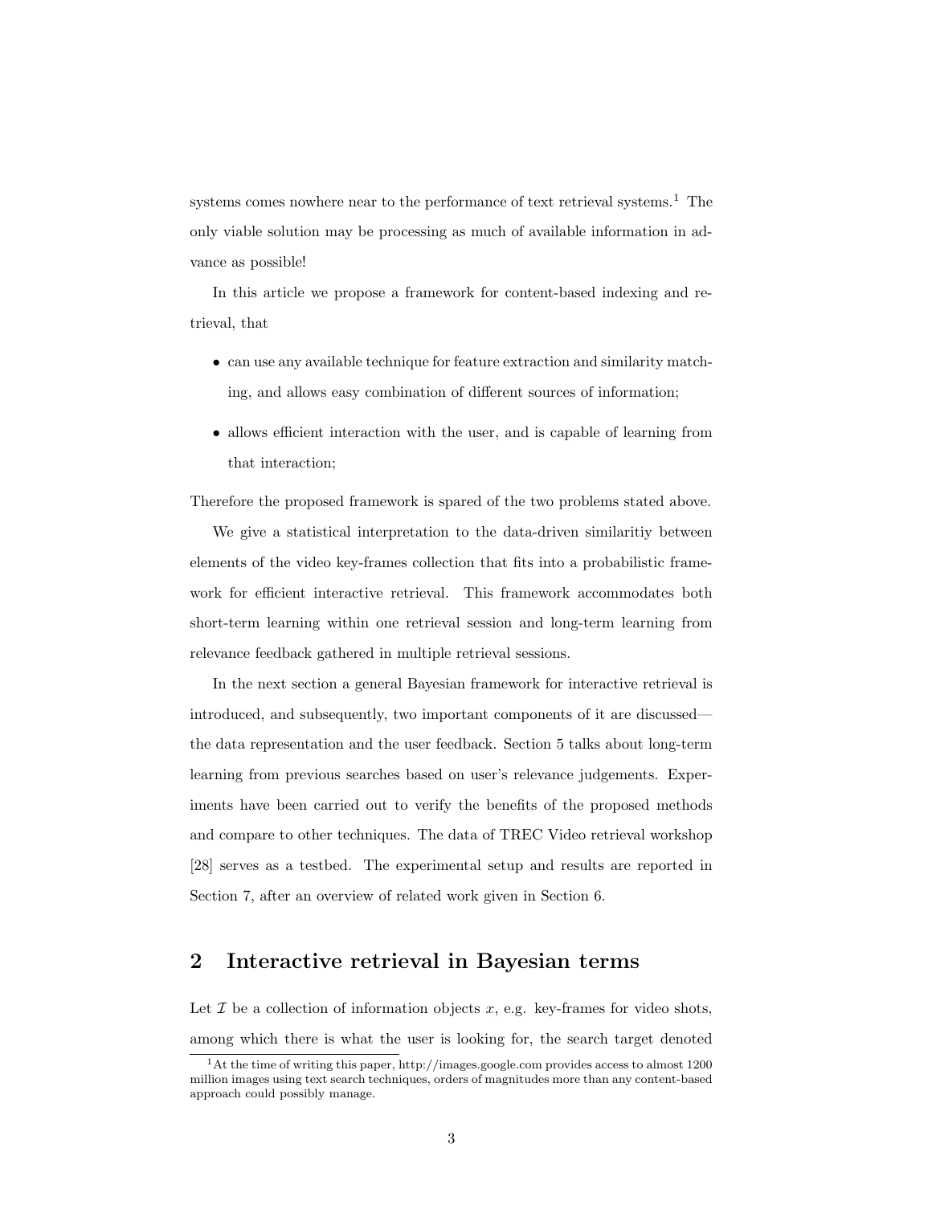systems comes nowhere near to the performance of text retrieval systems.[1] The only viable solution may be processing as much of available information in advance as possible!

In this article we propose a framework for content-based indexing and retrieval, that

- can use any available technique for feature extraction and similarity matching, and allows easy combination of different sources of information;
- allows efficient interaction with the user, and is capable of learning from that interaction;

Therefore the proposed framework is spared of the two problems stated above.

We give a statistical interpretation to the data-driven similaritiy between elements of the video key-frames collection that fits into a probabilistic framework for efficient interactive retrieval. This framework accommodates both short-term learning within one retrieval session and long-term learning from relevance feedback gathered in multiple retrieval sessions.

In the next section a general Bayesian framework for interactive retrieval is introduced, and subsequently, two important components of it are discussed—the data representation and the user feedback. Section 5 talks about long-term learning from previous searches based on user's relevance judgements. Experiments have been carried out to verify the benefits of the proposed methods and compare to other techniques. The data of TREC Video retrieval workshop [28] serves as a testbed. The experimental setup and results are reported in Section 7, after an overview of related work given in Section 6.

## 2 Interactive retrieval in Bayesian terms

Let $\mathcal{I}$ be a collection of information objects $x$, e.g. key-frames for video shots, among which there is what the user is looking for, the search target denoted

[1] At the time of writing this paper, http://images.google.com provides access to almost 1200 million images using text search techniques, orders of magnitudes more than any content-based approach could possibly manage.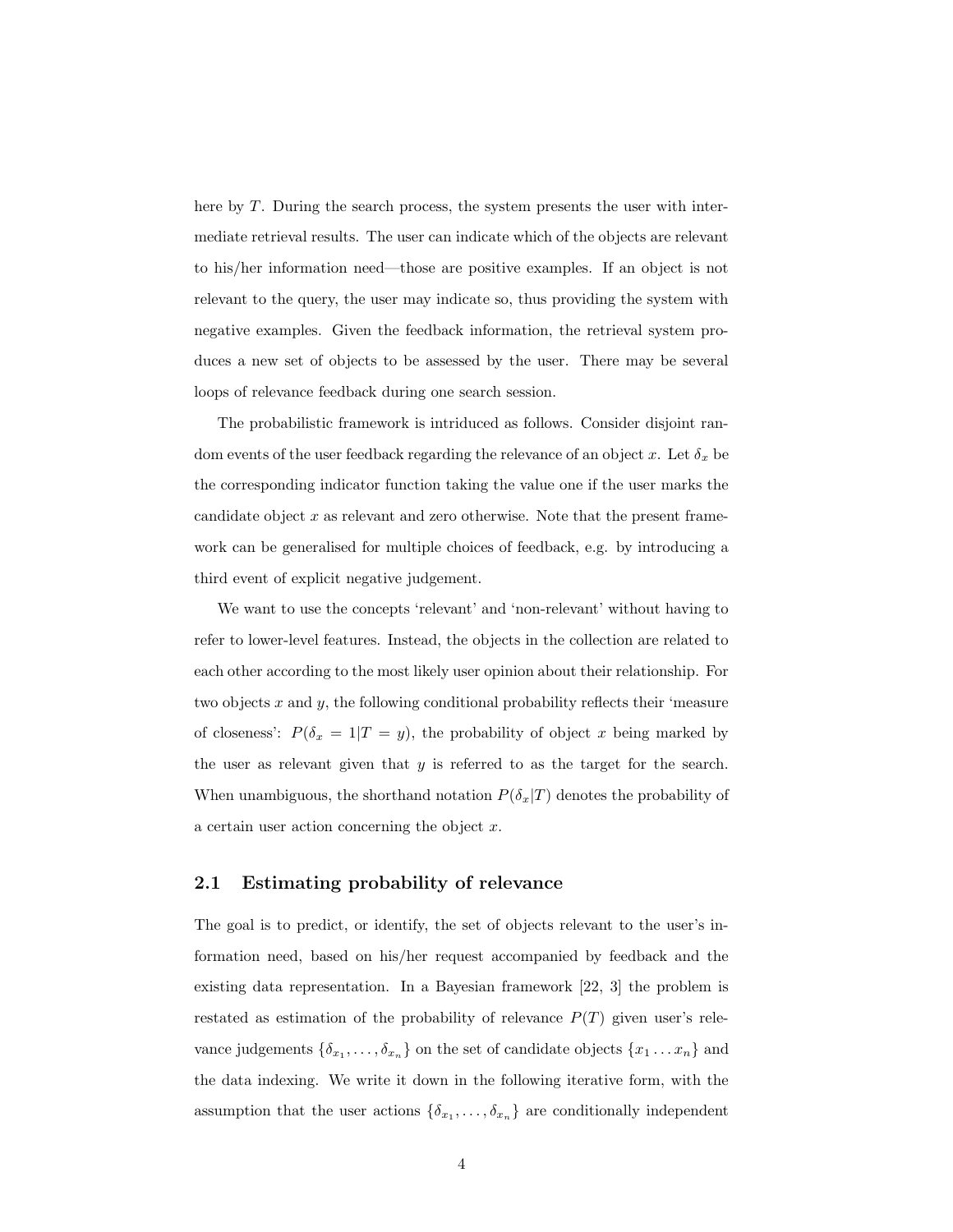here by $T$. During the search process, the system presents the user with intermediate retrieval results. The user can indicate which of the objects are relevant to his/her information need—those are positive examples. If an object is not relevant to the query, the user may indicate so, thus providing the system with negative examples. Given the feedback information, the retrieval system produces a new set of objects to be assessed by the user. There may be several loops of relevance feedback during one search session.

The probabilistic framework is intriduced as follows. Consider disjoint random events of the user feedback regarding the relevance of an object $x$. Let $\delta_x$ be the corresponding indicator function taking the value one if the user marks the candidate object $x$ as relevant and zero otherwise. Note that the present framework can be generalised for multiple choices of feedback, e.g. by introducing a third event of explicit negative judgement.

We want to use the concepts 'relevant' and 'non-relevant' without having to refer to lower-level features. Instead, the objects in the collection are related to each other according to the most likely user opinion about their relationship. For two objects $x$ and $y$, the following conditional probability reflects their 'measure of closeness': $P(\delta_x = 1|T = y)$, the probability of object $x$ being marked by the user as relevant given that $y$ is referred to as the target for the search. When unambiguous, the shorthand notation $P(\delta_x|T)$ denotes the probability of a certain user action concerning the object $x$.

## 2.1 Estimating probability of relevance

The goal is to predict, or identify, the set of objects relevant to the user's information need, based on his/her request accompanied by feedback and the existing data representation. In a Bayesian framework [22, 3] the problem is restated as estimation of the probability of relevance $P(T)$ given user's relevance judgements $\{\delta_{x_1}, \ldots, \delta_{x_n}\}$ on the set of candidate objects $\{x_1 \ldots x_n\}$ and the data indexing. We write it down in the following iterative form, with the assumption that the user actions $\{\delta_{x_1}, \ldots, \delta_{x_n}\}$ are conditionally independent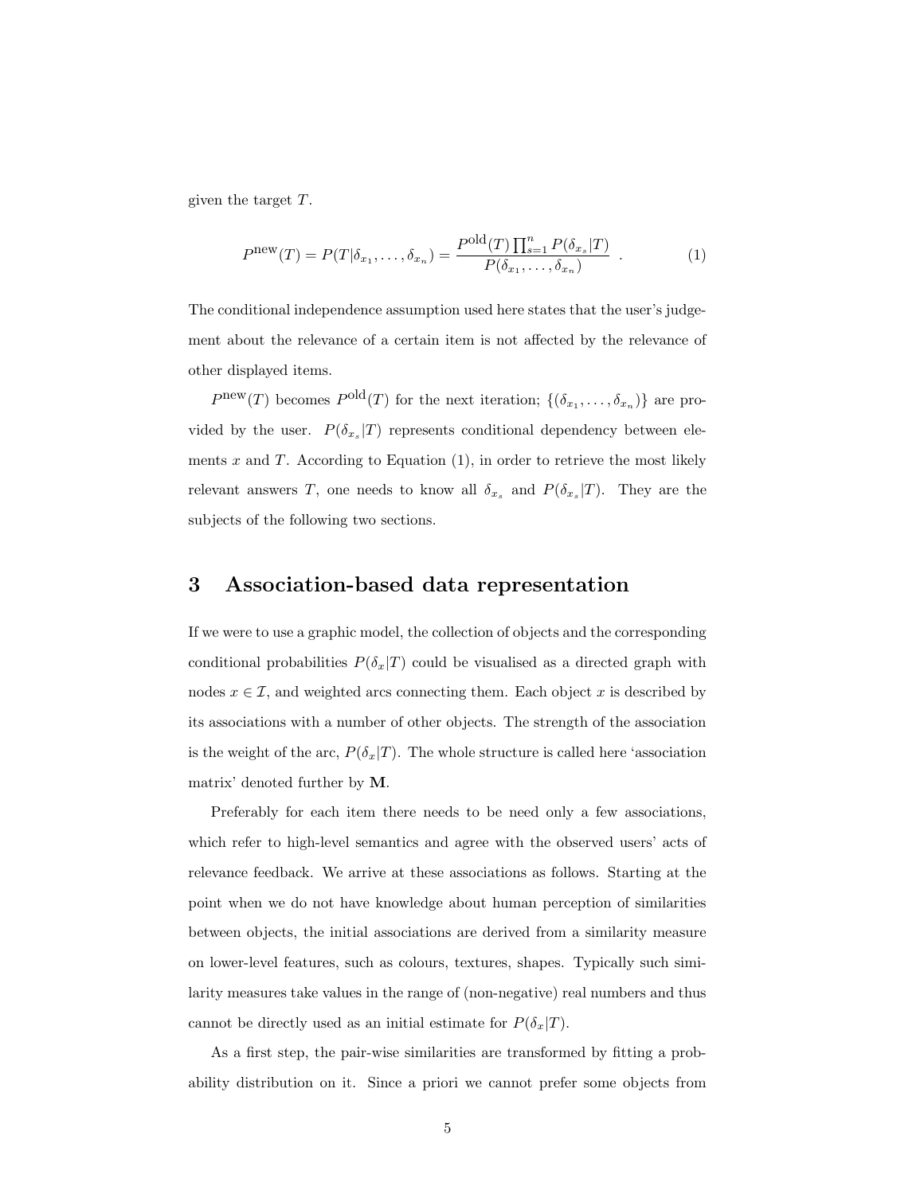given the target $T$.

$$P^{\text{new}}(T) = P(T|\delta_{x_1}, \ldots, \delta_{x_n}) = \frac{P^{\text{old}}(T) \prod_{s=1}^{n} P(\delta_{x_s}|T)}{P(\delta_{x_1}, \ldots, \delta_{x_n})} \quad . \tag{1}$$

The conditional independence assumption used here states that the user's judgement about the relevance of a certain item is not affected by the relevance of other displayed items.

$P^{\text{new}}(T)$ becomes $P^{\text{old}}(T)$ for the next iteration; $\{(\delta_{x_1}, \ldots, \delta_{x_n})\}$ are provided by the user. $P(\delta_{x_s}|T)$ represents conditional dependency between elements $x$ and $T$. According to Equation (1), in order to retrieve the most likely relevant answers $T$, one needs to know all $\delta_{x_s}$ and $P(\delta_{x_s}|T)$. They are the subjects of the following two sections.

# 3 Association-based data representation

If we were to use a graphic model, the collection of objects and the corresponding conditional probabilities $P(\delta_x|T)$ could be visualised as a directed graph with nodes $x \in \mathcal{I}$, and weighted arcs connecting them. Each object $x$ is described by its associations with a number of other objects. The strength of the association is the weight of the arc, $P(\delta_x|T)$. The whole structure is called here 'association matrix' denoted further by $\mathbf{M}$.

Preferably for each item there needs to be need only a few associations, which refer to high-level semantics and agree with the observed users' acts of relevance feedback. We arrive at these associations as follows. Starting at the point when we do not have knowledge about human perception of similarities between objects, the initial associations are derived from a similarity measure on lower-level features, such as colours, textures, shapes. Typically such similarity measures take values in the range of (non-negative) real numbers and thus cannot be directly used as an initial estimate for $P(\delta_x|T)$.

As a first step, the pair-wise similarities are transformed by fitting a probability distribution on it. Since a priori we cannot prefer some objects from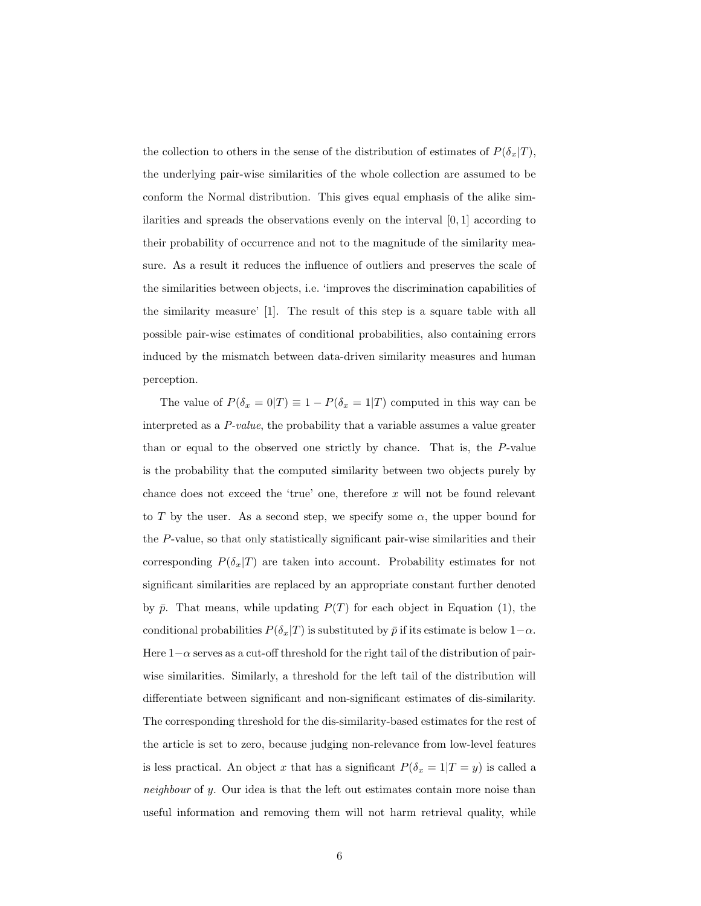the collection to others in the sense of the distribution of estimates of $P(\delta_x|T)$, the underlying pair-wise similarities of the whole collection are assumed to be conform the Normal distribution. This gives equal emphasis of the alike similarities and spreads the observations evenly on the interval $[0, 1]$ according to their probability of occurrence and not to the magnitude of the similarity measure. As a result it reduces the influence of outliers and preserves the scale of the similarities between objects, i.e. 'improves the discrimination capabilities of the similarity measure' [1]. The result of this step is a square table with all possible pair-wise estimates of conditional probabilities, also containing errors induced by the mismatch between data-driven similarity measures and human perception.

The value of $P(\delta_x = 0|T) \equiv 1 - P(\delta_x = 1|T)$ computed in this way can be interpreted as a *P-value*, the probability that a variable assumes a value greater than or equal to the observed one strictly by chance. That is, the $P$-value is the probability that the computed similarity between two objects purely by chance does not exceed the 'true' one, therefore $x$ will not be found relevant to $T$ by the user. As a second step, we specify some $\alpha$, the upper bound for the $P$-value, so that only statistically significant pair-wise similarities and their corresponding $P(\delta_x|T)$ are taken into account. Probability estimates for not significant similarities are replaced by an appropriate constant further denoted by $\bar{p}$. That means, while updating $P(T)$ for each object in Equation (1), the conditional probabilities $P(\delta_x|T)$ is substituted by $\bar{p}$ if its estimate is below $1-\alpha$. Here $1-\alpha$ serves as a cut-off threshold for the right tail of the distribution of pair-wise similarities. Similarly, a threshold for the left tail of the distribution will differentiate between significant and non-significant estimates of dis-similarity. The corresponding threshold for the dis-similarity-based estimates for the rest of the article is set to zero, because judging non-relevance from low-level features is less practical. An object $x$ that has a significant $P(\delta_x = 1|T = y)$ is called a *neighbour* of $y$. Our idea is that the left out estimates contain more noise than useful information and removing them will not harm retrieval quality, while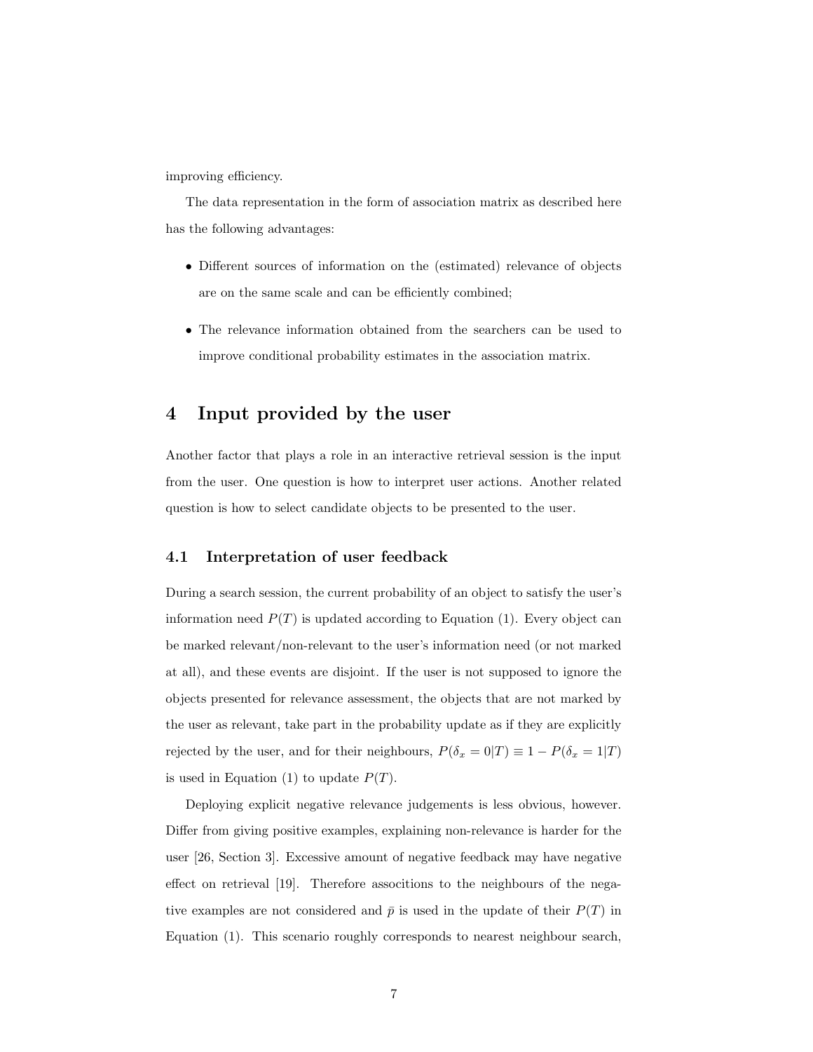improving efficiency.

The data representation in the form of association matrix as described here has the following advantages:

- Different sources of information on the (estimated) relevance of objects are on the same scale and can be efficiently combined;
- The relevance information obtained from the searchers can be used to improve conditional probability estimates in the association matrix.

## 4 Input provided by the user

Another factor that plays a role in an interactive retrieval session is the input from the user. One question is how to interpret user actions. Another related question is how to select candidate objects to be presented to the user.

### 4.1 Interpretation of user feedback

During a search session, the current probability of an object to satisfy the user's information need $P(T)$ is updated according to Equation (1). Every object can be marked relevant/non-relevant to the user's information need (or not marked at all), and these events are disjoint. If the user is not supposed to ignore the objects presented for relevance assessment, the objects that are not marked by the user as relevant, take part in the probability update as if they are explicitly rejected by the user, and for their neighbours, $P(\delta_x = 0|T) \equiv 1 - P(\delta_x = 1|T)$ is used in Equation (1) to update $P(T)$.

Deploying explicit negative relevance judgements is less obvious, however. Differ from giving positive examples, explaining non-relevance is harder for the user [26, Section 3]. Excessive amount of negative feedback may have negative effect on retrieval [19]. Therefore associtions to the neighbours of the negative examples are not considered and $\bar{p}$ is used in the update of their $P(T)$ in Equation (1). This scenario roughly corresponds to nearest neighbour search,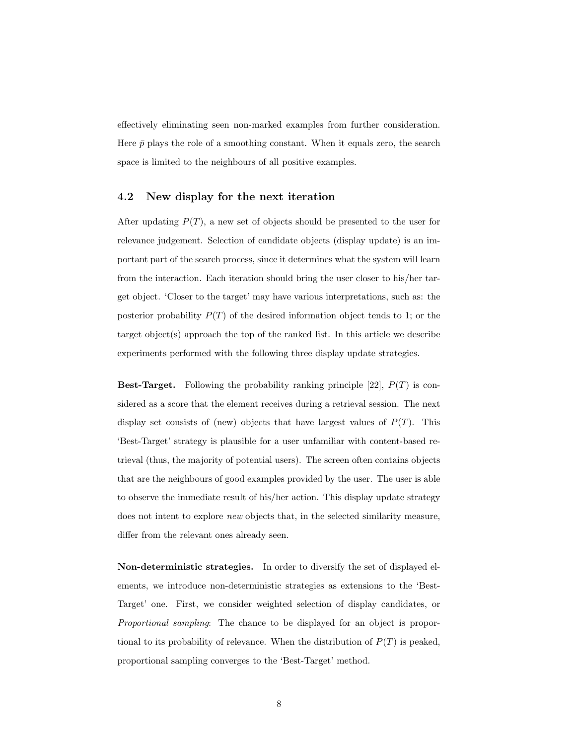effectively eliminating seen non-marked examples from further consideration. Here $\bar{p}$ plays the role of a smoothing constant. When it equals zero, the search space is limited to the neighbours of all positive examples.

### 4.2 New display for the next iteration

After updating $P(T)$, a new set of objects should be presented to the user for relevance judgement. Selection of candidate objects (display update) is an important part of the search process, since it determines what the system will learn from the interaction. Each iteration should bring the user closer to his/her target object. 'Closer to the target' may have various interpretations, such as: the posterior probability $P(T)$ of the desired information object tends to 1; or the target object(s) approach the top of the ranked list. In this article we describe experiments performed with the following three display update strategies.

**Best-Target.** Following the probability ranking principle [22], $P(T)$ is considered as a score that the element receives during a retrieval session. The next display set consists of (new) objects that have largest values of $P(T)$. This 'Best-Target' strategy is plausible for a user unfamiliar with content-based retrieval (thus, the majority of potential users). The screen often contains objects that are the neighbours of good examples provided by the user. The user is able to observe the immediate result of his/her action. This display update strategy does not intent to explore *new* objects that, in the selected similarity measure, differ from the relevant ones already seen.

**Non-deterministic strategies.** In order to diversify the set of displayed elements, we introduce non-deterministic strategies as extensions to the 'Best-Target' one. First, we consider weighted selection of display candidates, or *Proportional sampling*: The chance to be displayed for an object is proportional to its probability of relevance. When the distribution of $P(T)$ is peaked, proportional sampling converges to the 'Best-Target' method.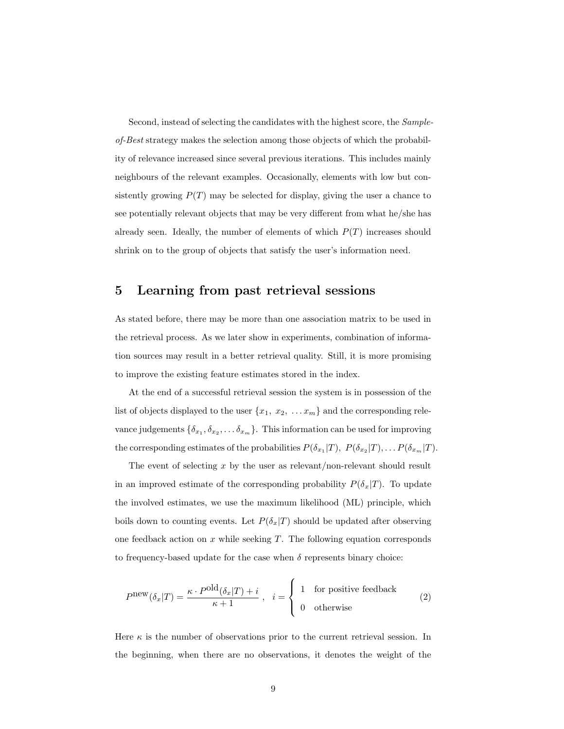Second, instead of selecting the candidates with the highest score, the *Sample-of-Best* strategy makes the selection among those objects of which the probability of relevance increased since several previous iterations. This includes mainly neighbours of the relevant examples. Occasionally, elements with low but consistently growing $P(T)$ may be selected for display, giving the user a chance to see potentially relevant objects that may be very different from what he/she has already seen. Ideally, the number of elements of which $P(T)$ increases should shrink on to the group of objects that satisfy the user's information need.

## 5 Learning from past retrieval sessions

As stated before, there may be more than one association matrix to be used in the retrieval process. As we later show in experiments, combination of information sources may result in a better retrieval quality. Still, it is more promising to improve the existing feature estimates stored in the index.

At the end of a successful retrieval session the system is in possession of the list of objects displayed to the user $\{x_1,\ x_2,\ \ldots x_m\}$ and the corresponding relevance judgements $\{\delta_{x_1}, \delta_{x_2}, \ldots \delta_{x_m}\}$. This information can be used for improving the corresponding estimates of the probabilities $P(\delta_{x_1}|T),\ P(\delta_{x_2}|T), \ldots P(\delta_{x_m}|T)$.

The event of selecting $x$ by the user as relevant/non-relevant should result in an improved estimate of the corresponding probability $P(\delta_x|T)$. To update the involved estimates, we use the maximum likelihood (ML) principle, which boils down to counting events. Let $P(\delta_x|T)$ should be updated after observing one feedback action on $x$ while seeking $T$. The following equation corresponds to frequency-based update for the case when $\delta$ represents binary choice:

$$P^{\text{new}}(\delta_x|T) = \frac{\kappa \cdot P^{\text{old}}(\delta_x|T) + i}{\kappa + 1}\ , \quad i = \begin{cases} 1 & \text{for positive feedback} \\ 0 & \text{otherwise} \end{cases} \tag{2}$$

Here $\kappa$ is the number of observations prior to the current retrieval session. In the beginning, when there are no observations, it denotes the weight of the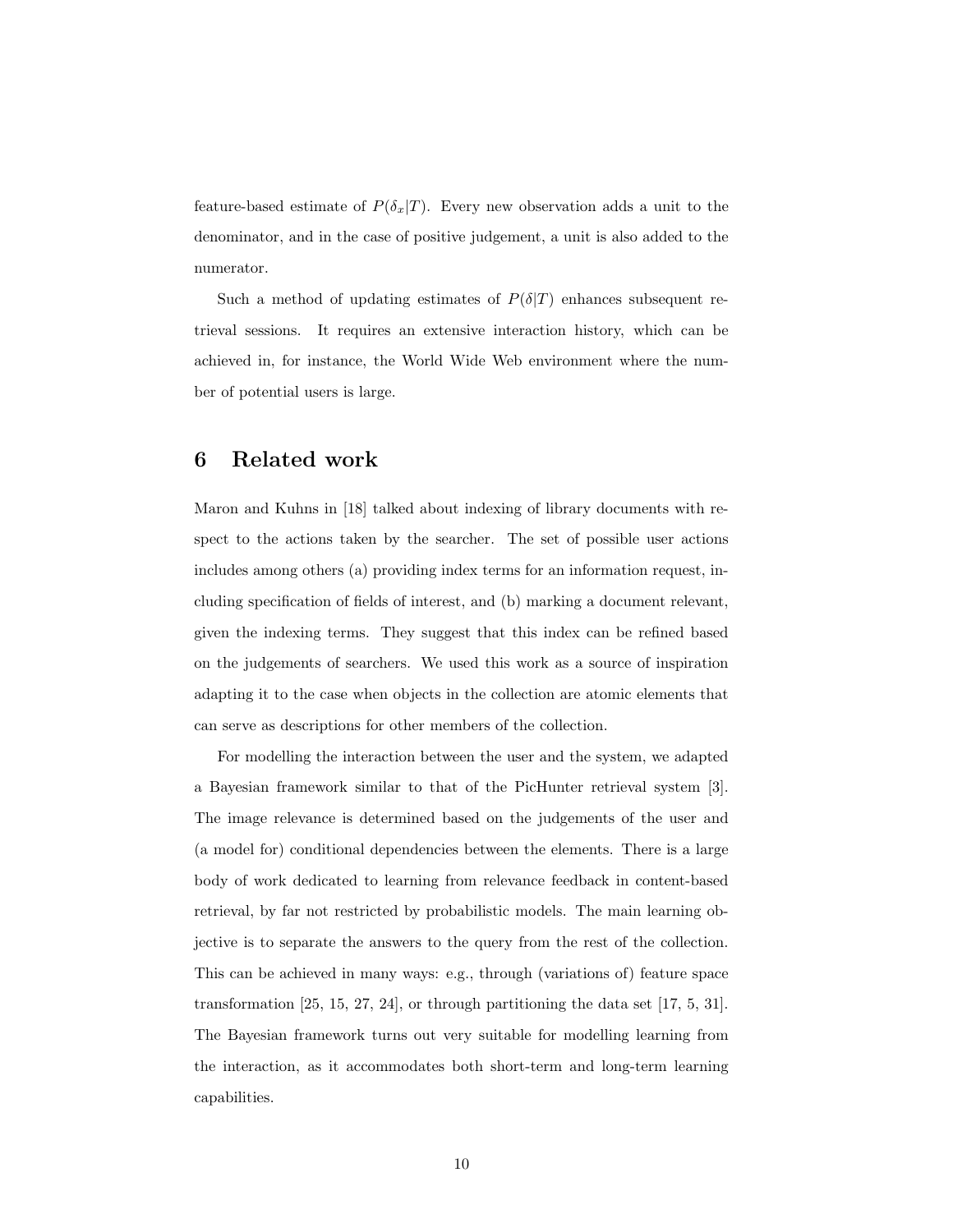feature-based estimate of $P(\delta_x|T)$. Every new observation adds a unit to the denominator, and in the case of positive judgement, a unit is also added to the numerator.

Such a method of updating estimates of $P(\delta|T)$ enhances subsequent retrieval sessions. It requires an extensive interaction history, which can be achieved in, for instance, the World Wide Web environment where the number of potential users is large.

## 6 Related work

Maron and Kuhns in [18] talked about indexing of library documents with respect to the actions taken by the searcher. The set of possible user actions includes among others (a) providing index terms for an information request, including specification of fields of interest, and (b) marking a document relevant, given the indexing terms. They suggest that this index can be refined based on the judgements of searchers. We used this work as a source of inspiration adapting it to the case when objects in the collection are atomic elements that can serve as descriptions for other members of the collection.

For modelling the interaction between the user and the system, we adapted a Bayesian framework similar to that of the PicHunter retrieval system [3]. The image relevance is determined based on the judgements of the user and (a model for) conditional dependencies between the elements. There is a large body of work dedicated to learning from relevance feedback in content-based retrieval, by far not restricted by probabilistic models. The main learning objective is to separate the answers to the query from the rest of the collection. This can be achieved in many ways: e.g., through (variations of) feature space transformation [25, 15, 27, 24], or through partitioning the data set [17, 5, 31]. The Bayesian framework turns out very suitable for modelling learning from the interaction, as it accommodates both short-term and long-term learning capabilities.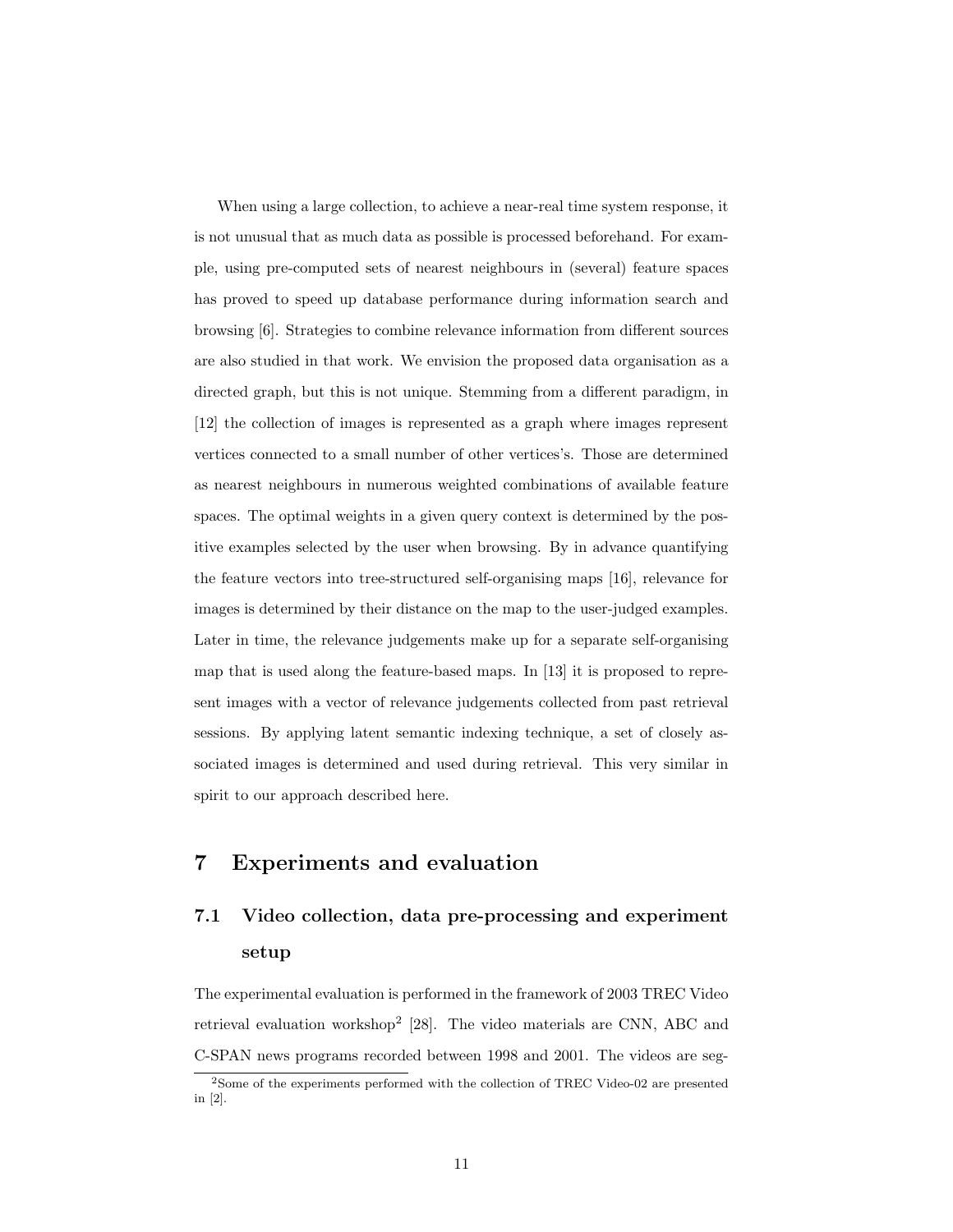When using a large collection, to achieve a near-real time system response, it is not unusual that as much data as possible is processed beforehand. For example, using pre-computed sets of nearest neighbours in (several) feature spaces has proved to speed up database performance during information search and browsing [6]. Strategies to combine relevance information from different sources are also studied in that work. We envision the proposed data organisation as a directed graph, but this is not unique. Stemming from a different paradigm, in [12] the collection of images is represented as a graph where images represent vertices connected to a small number of other vertices's. Those are determined as nearest neighbours in numerous weighted combinations of available feature spaces. The optimal weights in a given query context is determined by the positive examples selected by the user when browsing. By in advance quantifying the feature vectors into tree-structured self-organising maps [16], relevance for images is determined by their distance on the map to the user-judged examples. Later in time, the relevance judgements make up for a separate self-organising map that is used along the feature-based maps. In [13] it is proposed to represent images with a vector of relevance judgements collected from past retrieval sessions. By applying latent semantic indexing technique, a set of closely associated images is determined and used during retrieval. This very similar in spirit to our approach described here.

# 7 Experiments and evaluation

## 7.1 Video collection, data pre-processing and experiment setup

The experimental evaluation is performed in the framework of 2003 TREC Video retrieval evaluation workshop[2] [28]. The video materials are CNN, ABC and C-SPAN news programs recorded between 1998 and 2001. The videos are seg-

[2]Some of the experiments performed with the collection of TREC Video-02 are presented in [2].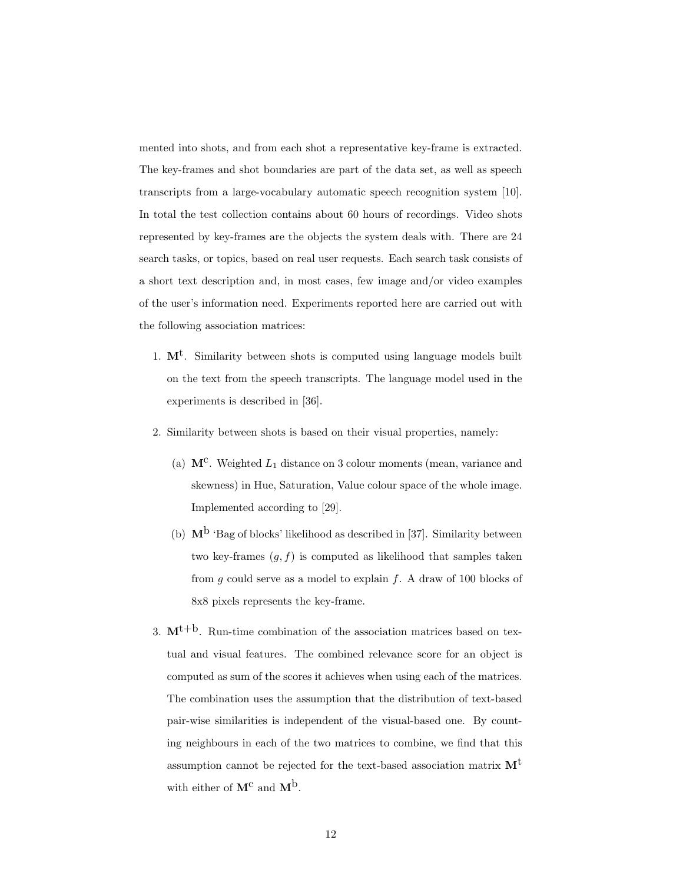mented into shots, and from each shot a representative key-frame is extracted. The key-frames and shot boundaries are part of the data set, as well as speech transcripts from a large-vocabulary automatic speech recognition system [10]. In total the test collection contains about 60 hours of recordings. Video shots represented by key-frames are the objects the system deals with. There are 24 search tasks, or topics, based on real user requests. Each search task consists of a short text description and, in most cases, few image and/or video examples of the user's information need. Experiments reported here are carried out with the following association matrices:

1. $\mathbf{M}^{\mathrm{t}}$. Similarity between shots is computed using language models built on the text from the speech transcripts. The language model used in the experiments is described in [36].

2. Similarity between shots is based on their visual properties, namely:

   (a) $\mathbf{M}^{\mathrm{c}}$. Weighted $L_1$ distance on 3 colour moments (mean, variance and skewness) in Hue, Saturation, Value colour space of the whole image. Implemented according to [29].

   (b) $\mathbf{M}^{\mathrm{b}}$ 'Bag of blocks' likelihood as described in [37]. Similarity between two key-frames $(g, f)$ is computed as likelihood that samples taken from $g$ could serve as a model to explain $f$. A draw of 100 blocks of 8x8 pixels represents the key-frame.

3. $\mathbf{M}^{\mathrm{t+b}}$. Run-time combination of the association matrices based on textual and visual features. The combined relevance score for an object is computed as sum of the scores it achieves when using each of the matrices. The combination uses the assumption that the distribution of text-based pair-wise similarities is independent of the visual-based one. By counting neighbours in each of the two matrices to combine, we find that this assumption cannot be rejected for the text-based association matrix $\mathbf{M}^{\mathrm{t}}$ with either of $\mathbf{M}^{\mathrm{c}}$ and $\mathbf{M}^{\mathrm{b}}$.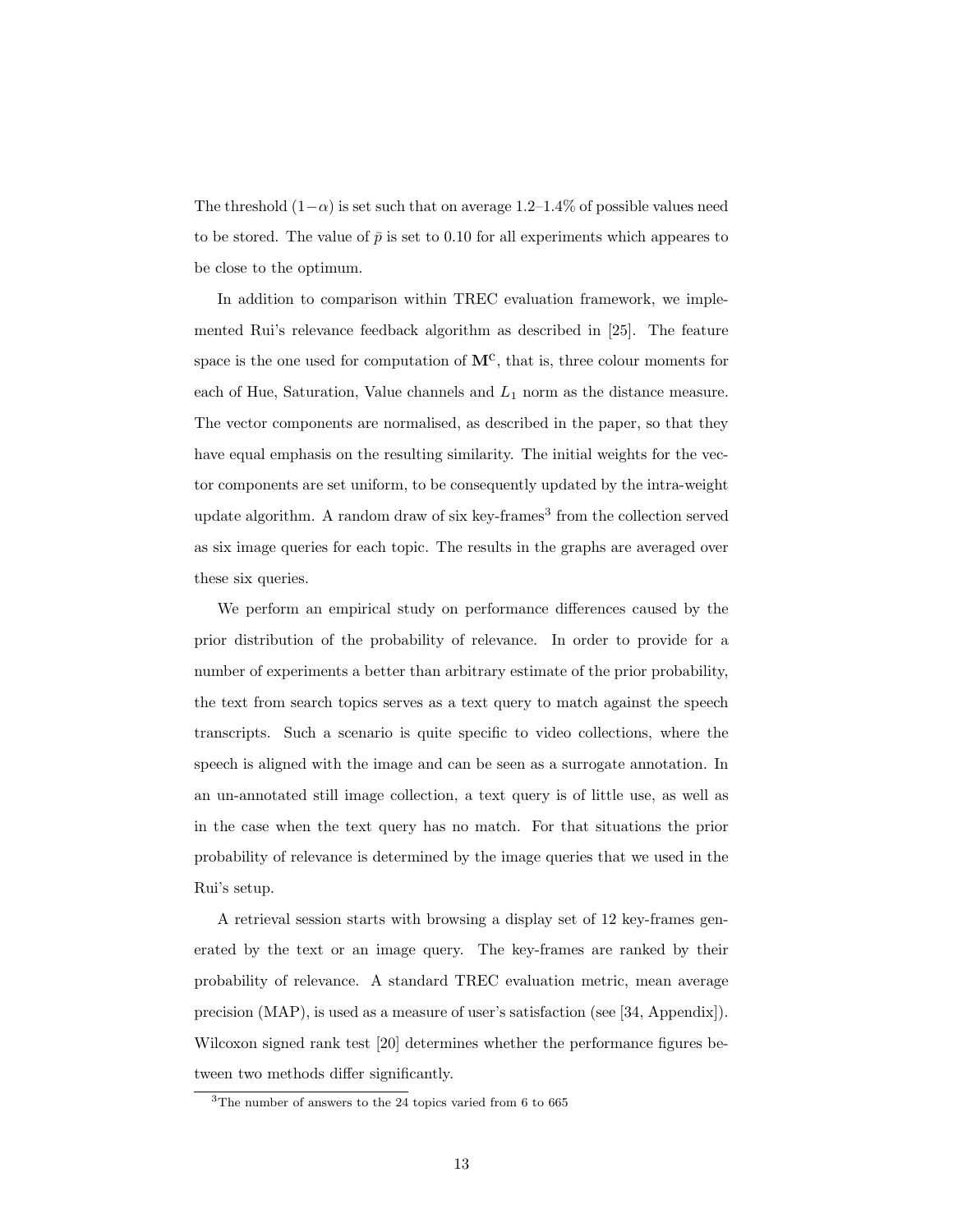The threshold $(1-\alpha)$ is set such that on average 1.2–1.4% of possible values need to be stored. The value of $\bar{p}$ is set to 0.10 for all experiments which appeares to be close to the optimum.

In addition to comparison within TREC evaluation framework, we implemented Rui's relevance feedback algorithm as described in [25]. The feature space is the one used for computation of $\mathbf{M}^c$, that is, three colour moments for each of Hue, Saturation, Value channels and $L_1$ norm as the distance measure. The vector components are normalised, as described in the paper, so that they have equal emphasis on the resulting similarity. The initial weights for the vector components are set uniform, to be consequently updated by the intra-weight update algorithm. A random draw of six key-frames[3] from the collection served as six image queries for each topic. The results in the graphs are averaged over these six queries.

We perform an empirical study on performance differences caused by the prior distribution of the probability of relevance. In order to provide for a number of experiments a better than arbitrary estimate of the prior probability, the text from search topics serves as a text query to match against the speech transcripts. Such a scenario is quite specific to video collections, where the speech is aligned with the image and can be seen as a surrogate annotation. In an un-annotated still image collection, a text query is of little use, as well as in the case when the text query has no match. For that situations the prior probability of relevance is determined by the image queries that we used in the Rui's setup.

A retrieval session starts with browsing a display set of 12 key-frames generated by the text or an image query. The key-frames are ranked by their probability of relevance. A standard TREC evaluation metric, mean average precision (MAP), is used as a measure of user's satisfaction (see [34, Appendix]). Wilcoxon signed rank test [20] determines whether the performance figures between two methods differ significantly.

[3] The number of answers to the 24 topics varied from 6 to 665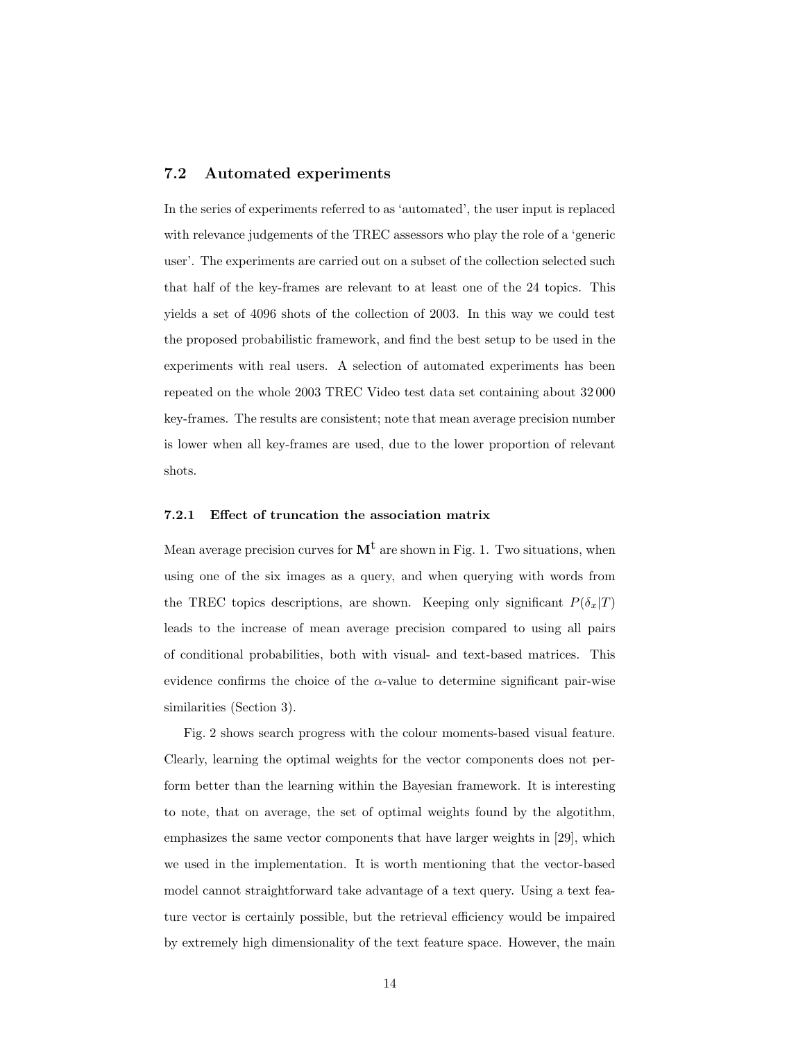## 7.2 Automated experiments

In the series of experiments referred to as 'automated', the user input is replaced with relevance judgements of the TREC assessors who play the role of a 'generic user'. The experiments are carried out on a subset of the collection selected such that half of the key-frames are relevant to at least one of the 24 topics. This yields a set of 4096 shots of the collection of 2003. In this way we could test the proposed probabilistic framework, and find the best setup to be used in the experiments with real users. A selection of automated experiments has been repeated on the whole 2003 TREC Video test data set containing about 32 000 key-frames. The results are consistent; note that mean average precision number is lower when all key-frames are used, due to the lower proportion of relevant shots.

### 7.2.1 Effect of truncation the association matrix

Mean average precision curves for $\mathbf{M}^{\mathrm{t}}$ are shown in Fig. 1. Two situations, when using one of the six images as a query, and when querying with words from the TREC topics descriptions, are shown. Keeping only significant $P(\delta_x|T)$ leads to the increase of mean average precision compared to using all pairs of conditional probabilities, both with visual- and text-based matrices. This evidence confirms the choice of the $\alpha$-value to determine significant pair-wise similarities (Section 3).

Fig. 2 shows search progress with the colour moments-based visual feature. Clearly, learning the optimal weights for the vector components does not perform better than the learning within the Bayesian framework. It is interesting to note, that on average, the set of optimal weights found by the algotithm, emphasizes the same vector components that have larger weights in [29], which we used in the implementation. It is worth mentioning that the vector-based model cannot straightforward take advantage of a text query. Using a text feature vector is certainly possible, but the retrieval efficiency would be impaired by extremely high dimensionality of the text feature space. However, the main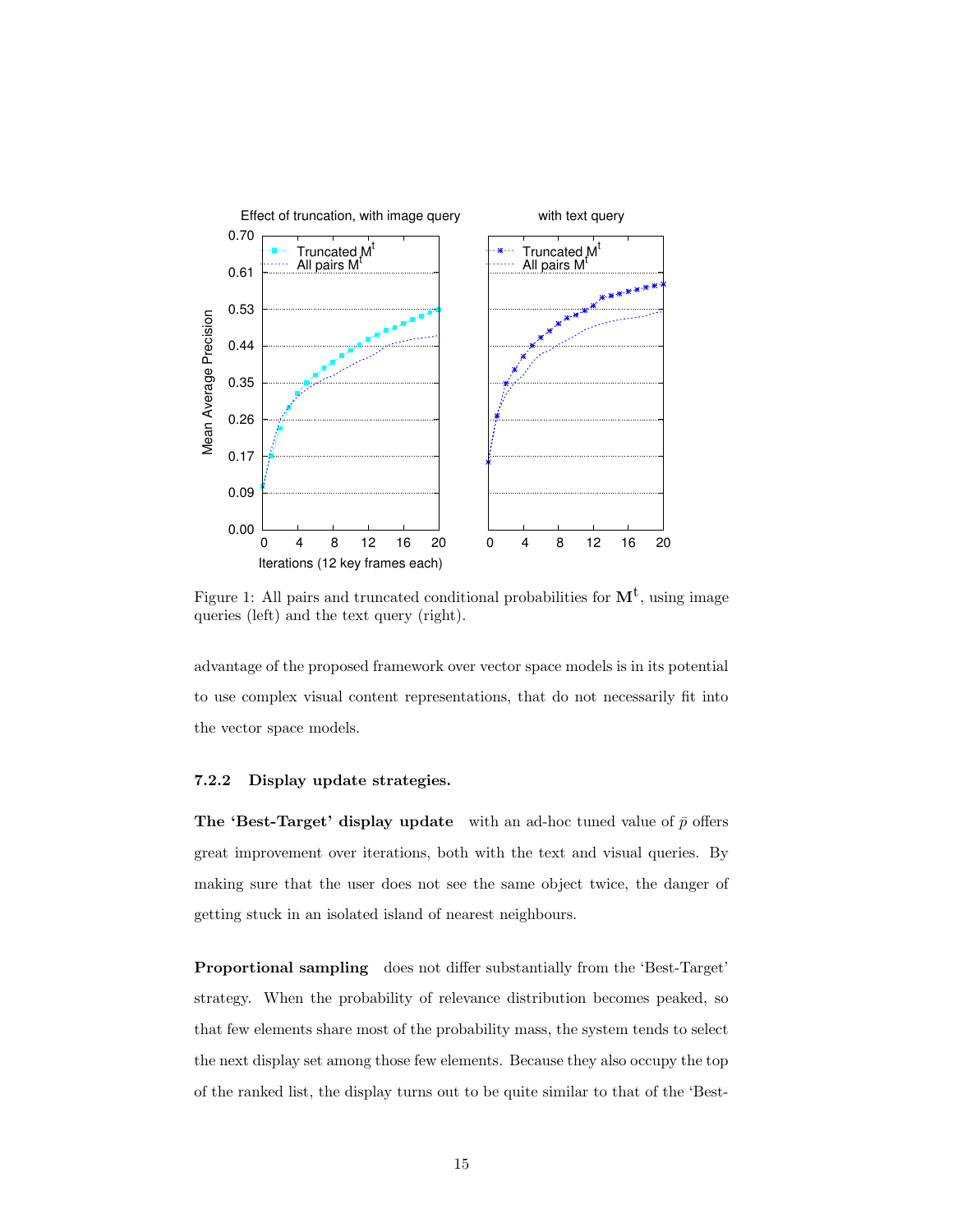Figure 1: All pairs and truncated conditional probabilities for $\mathbf{M}^{\mathrm{t}}$, using image queries (left) and the text query (right).

advantage of the proposed framework over vector space models is in its potential to use complex visual content representations, that do not necessarily fit into the vector space models.

#### 7.2.2 Display update strategies.

**The 'Best-Target' display update** with an ad-hoc tuned value of $\bar{p}$ offers great improvement over iterations, both with the text and visual queries. By making sure that the user does not see the same object twice, the danger of getting stuck in an isolated island of nearest neighbours.

**Proportional sampling** does not differ substantially from the 'Best-Target' strategy. When the probability of relevance distribution becomes peaked, so that few elements share most of the probability mass, the system tends to select the next display set among those few elements. Because they also occupy the top of the ranked list, the display turns out to be quite similar to that of the 'Best-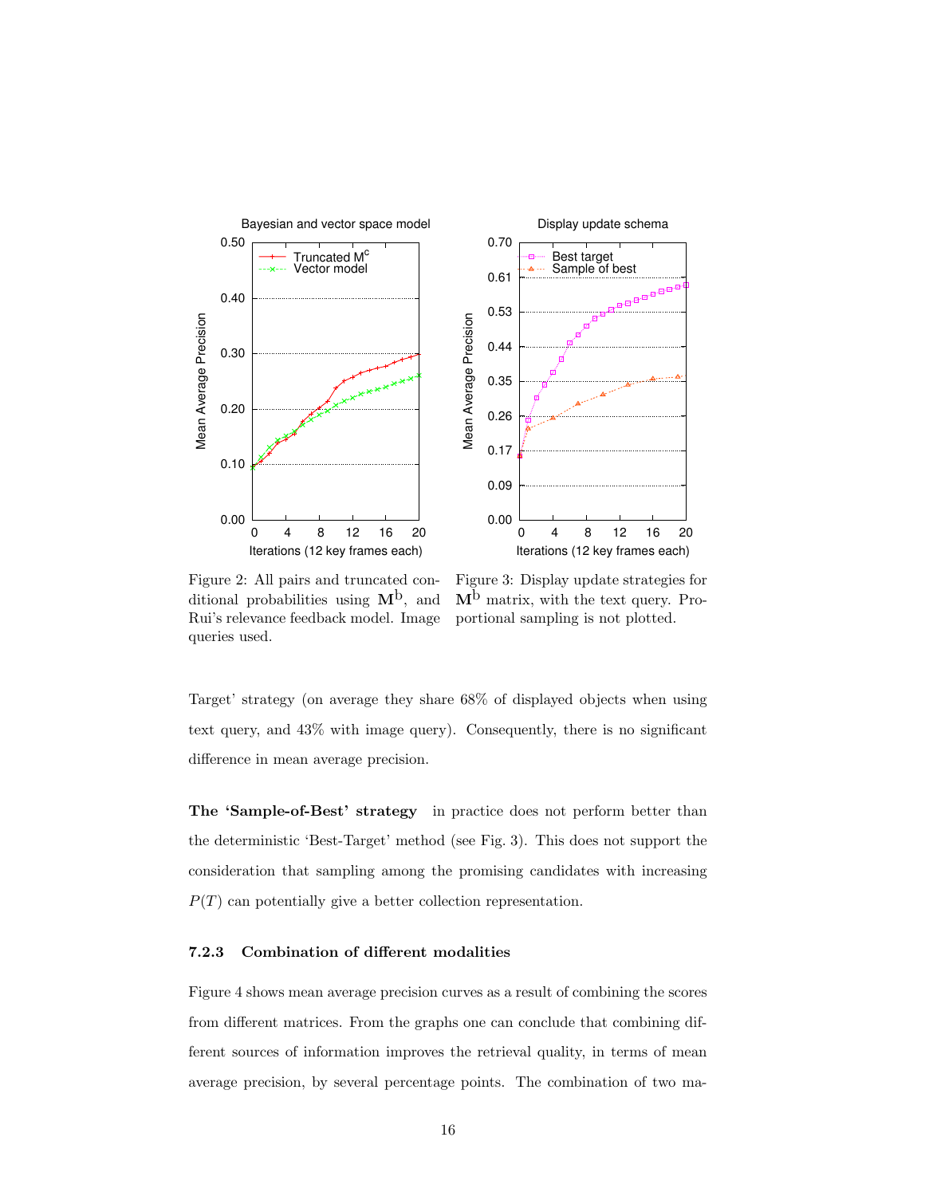Figure 2: All pairs and truncated conditional probabilities using $\mathbf{M}^{\mathrm{b}}$, and Rui's relevance feedback model. Image queries used.

Figure 3: Display update strategies for $\mathbf{M}^{\mathrm{b}}$ matrix, with the text query. Proportional sampling is not plotted.

Target' strategy (on average they share 68% of displayed objects when using text query, and 43% with image query). Consequently, there is no significant difference in mean average precision.

**The 'Sample-of-Best' strategy** in practice does not perform better than the deterministic 'Best-Target' method (see Fig. 3). This does not support the consideration that sampling among the promising candidates with increasing $P(T)$ can potentially give a better collection representation.

#### 7.2.3 Combination of different modalities

Figure 4 shows mean average precision curves as a result of combining the scores from different matrices. From the graphs one can conclude that combining different sources of information improves the retrieval quality, in terms of mean average precision, by several percentage points. The combination of two ma-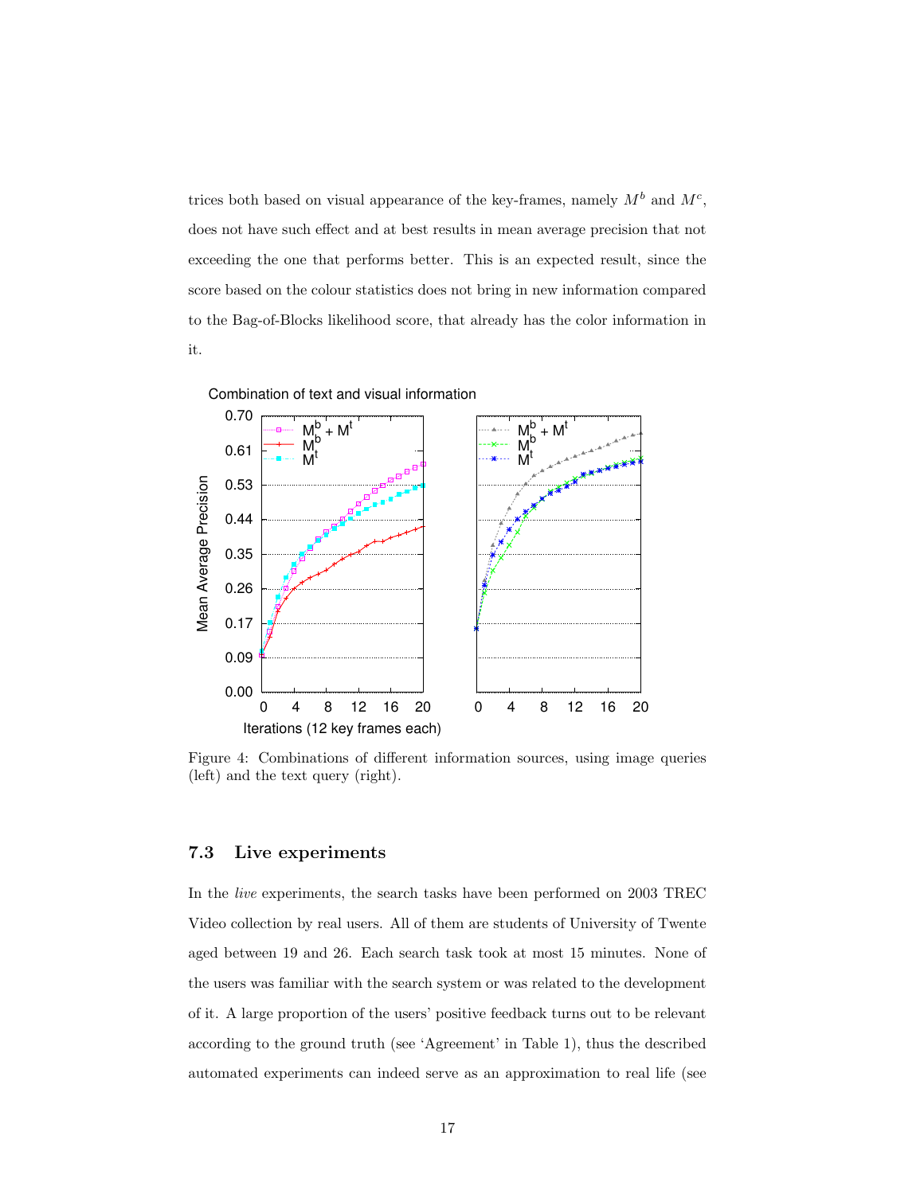trices both based on visual appearance of the key-frames, namely $M^b$ and $M^c$, does not have such effect and at best results in mean average precision that not exceeding the one that performs better. This is an expected result, since the score based on the colour statistics does not bring in new information compared to the Bag-of-Blocks likelihood score, that already has the color information in it.

Figure 4: Combinations of different information sources, using image queries (left) and the text query (right).

### 7.3 Live experiments

In the *live* experiments, the search tasks have been performed on 2003 TREC Video collection by real users. All of them are students of University of Twente aged between 19 and 26. Each search task took at most 15 minutes. None of the users was familiar with the search system or was related to the development of it. A large proportion of the users' positive feedback turns out to be relevant according to the ground truth (see 'Agreement' in Table 1), thus the described automated experiments can indeed serve as an approximation to real life (see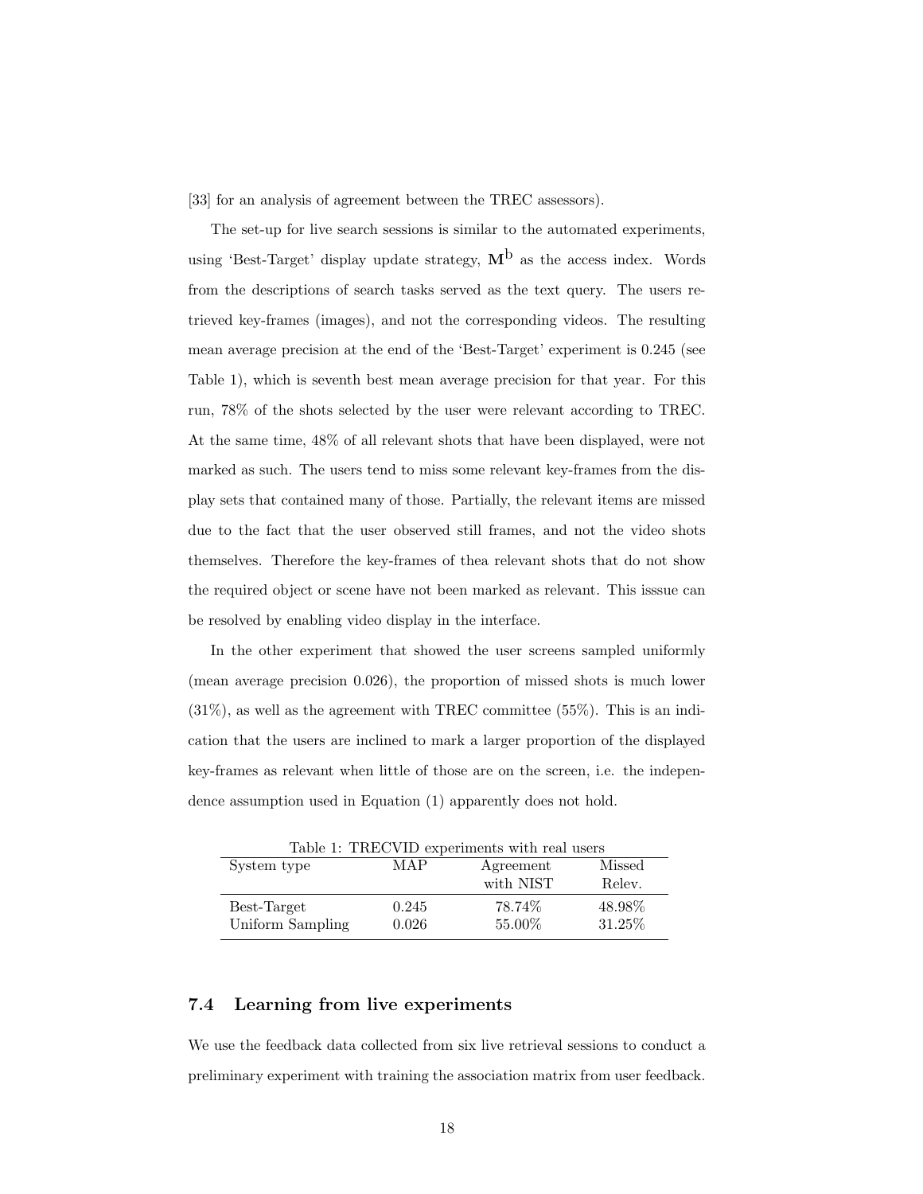[33] for an analysis of agreement between the TREC assessors).

The set-up for live search sessions is similar to the automated experiments, using 'Best-Target' display update strategy, $\mathbf{M}^b$ as the access index. Words from the descriptions of search tasks served as the text query. The users retrieved key-frames (images), and not the corresponding videos. The resulting mean average precision at the end of the 'Best-Target' experiment is 0.245 (see Table 1), which is seventh best mean average precision for that year. For this run, 78% of the shots selected by the user were relevant according to TREC. At the same time, 48% of all relevant shots that have been displayed, were not marked as such. The users tend to miss some relevant key-frames from the display sets that contained many of those. Partially, the relevant items are missed due to the fact that the user observed still frames, and not the video shots themselves. Therefore the key-frames of thea relevant shots that do not show the required object or scene have not been marked as relevant. This isssue can be resolved by enabling video display in the interface.

In the other experiment that showed the user screens sampled uniformly (mean average precision 0.026), the proportion of missed shots is much lower (31%), as well as the agreement with TREC committee (55%). This is an indication that the users are inclined to mark a larger proportion of the displayed key-frames as relevant when little of those are on the screen, i.e. the independence assumption used in Equation (1) apparently does not hold.

Table 1: TRECVID experiments with real users

| System type | MAP | Agreement with NIST | Missed Relev. |
|---|---|---|---|
| Best-Target | 0.245 | 78.74% | 48.98% |
| Uniform Sampling | 0.026 | 55.00% | 31.25% |

### 7.4 Learning from live experiments

We use the feedback data collected from six live retrieval sessions to conduct a preliminary experiment with training the association matrix from user feedback.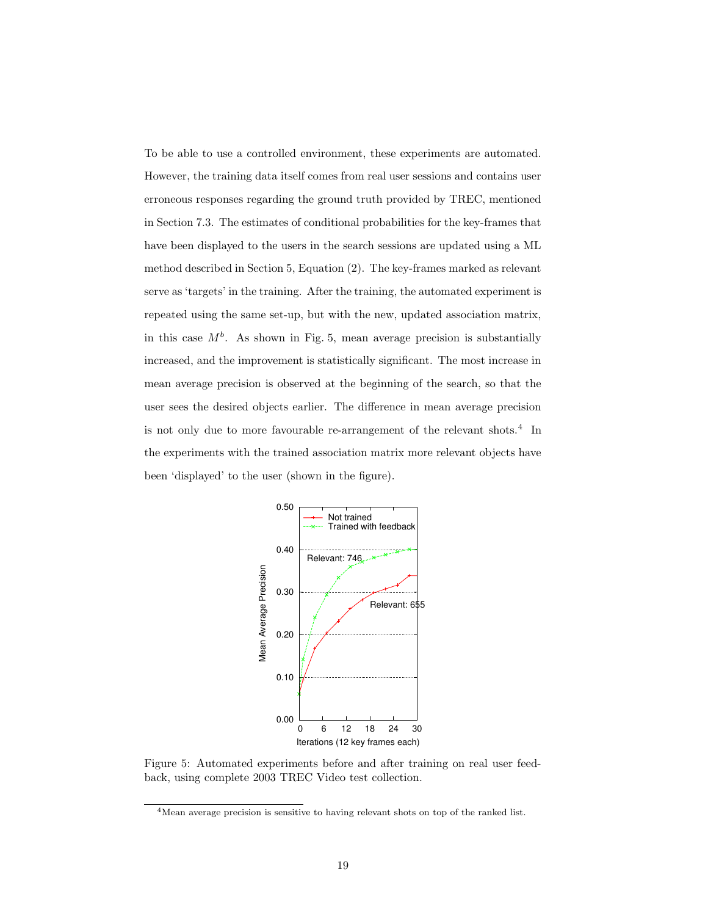To be able to use a controlled environment, these experiments are automated. However, the training data itself comes from real user sessions and contains user erroneous responses regarding the ground truth provided by TREC, mentioned in Section 7.3. The estimates of conditional probabilities for the key-frames that have been displayed to the users in the search sessions are updated using a ML method described in Section 5, Equation (2). The key-frames marked as relevant serve as 'targets' in the training. After the training, the automated experiment is repeated using the same set-up, but with the new, updated association matrix, in this case $M^b$. As shown in Fig. 5, mean average precision is substantially increased, and the improvement is statistically significant. The most increase in mean average precision is observed at the beginning of the search, so that the user sees the desired objects earlier. The difference in mean average precision is not only due to more favourable re-arrangement of the relevant shots.[4] In the experiments with the trained association matrix more relevant objects have been 'displayed' to the user (shown in the figure).

Figure 5: Automated experiments before and after training on real user feedback, using complete 2003 TREC Video test collection.

[4] Mean average precision is sensitive to having relevant shots on top of the ranked list.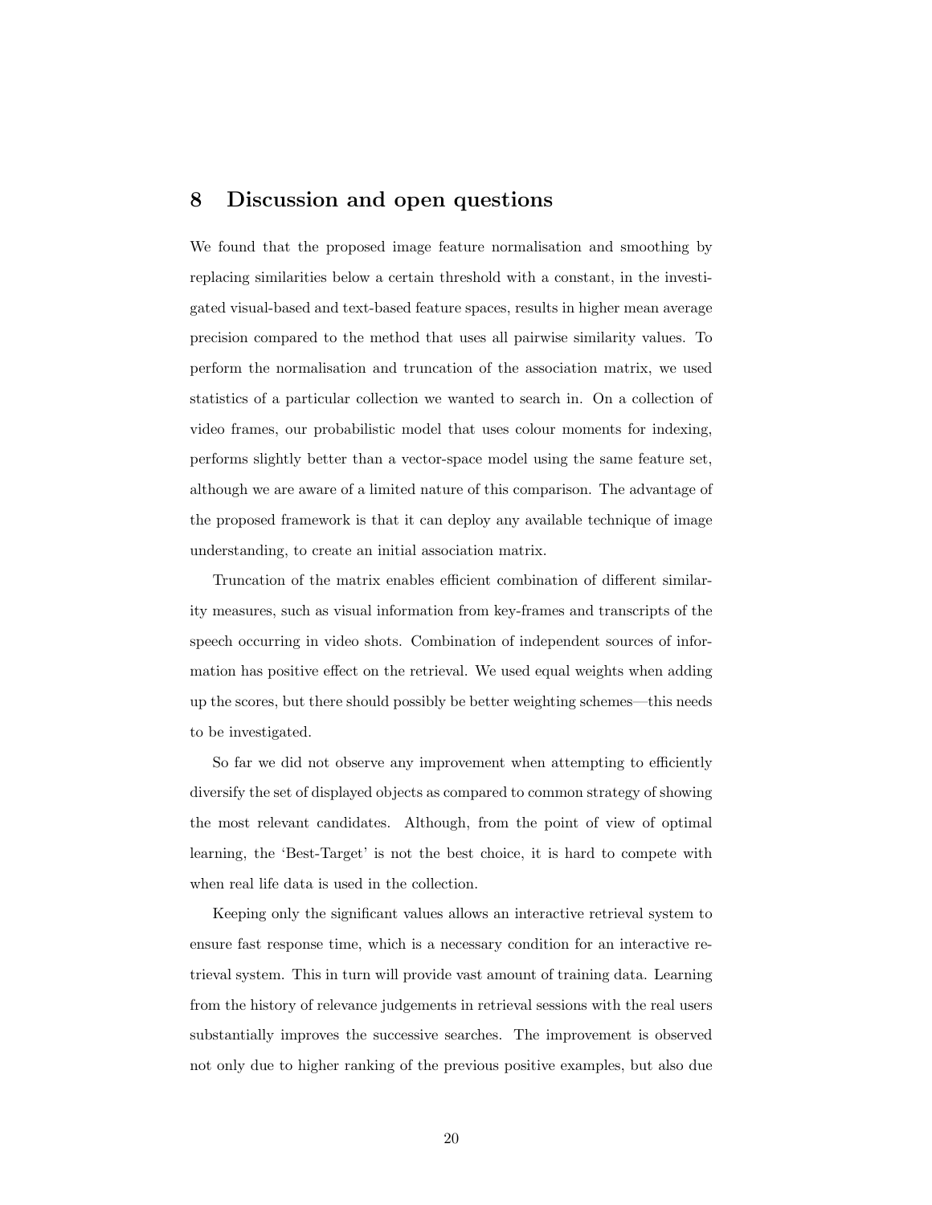## 8 Discussion and open questions

We found that the proposed image feature normalisation and smoothing by replacing similarities below a certain threshold with a constant, in the investigated visual-based and text-based feature spaces, results in higher mean average precision compared to the method that uses all pairwise similarity values. To perform the normalisation and truncation of the association matrix, we used statistics of a particular collection we wanted to search in. On a collection of video frames, our probabilistic model that uses colour moments for indexing, performs slightly better than a vector-space model using the same feature set, although we are aware of a limited nature of this comparison. The advantage of the proposed framework is that it can deploy any available technique of image understanding, to create an initial association matrix.

Truncation of the matrix enables efficient combination of different similarity measures, such as visual information from key-frames and transcripts of the speech occurring in video shots. Combination of independent sources of information has positive effect on the retrieval. We used equal weights when adding up the scores, but there should possibly be better weighting schemes—this needs to be investigated.

So far we did not observe any improvement when attempting to efficiently diversify the set of displayed objects as compared to common strategy of showing the most relevant candidates. Although, from the point of view of optimal learning, the 'Best-Target' is not the best choice, it is hard to compete with when real life data is used in the collection.

Keeping only the significant values allows an interactive retrieval system to ensure fast response time, which is a necessary condition for an interactive retrieval system. This in turn will provide vast amount of training data. Learning from the history of relevance judgements in retrieval sessions with the real users substantially improves the successive searches. The improvement is observed not only due to higher ranking of the previous positive examples, but also due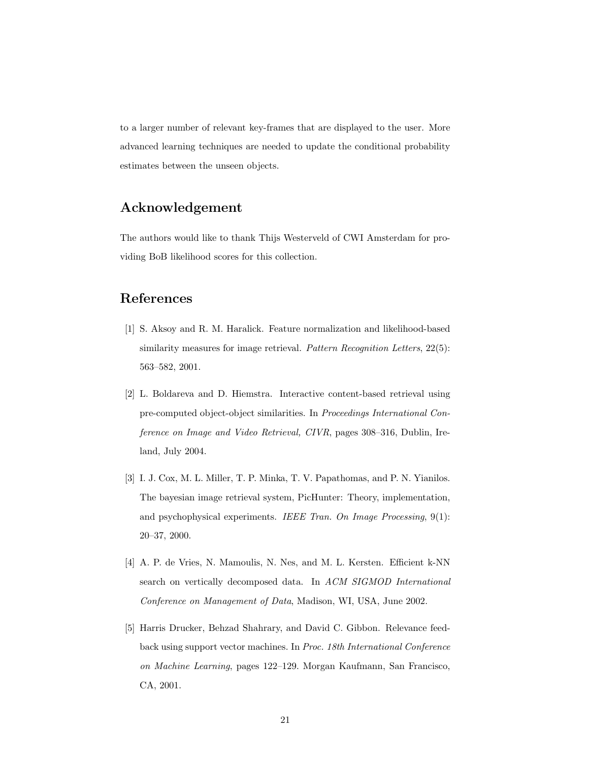to a larger number of relevant key-frames that are displayed to the user. More advanced learning techniques are needed to update the conditional probability estimates between the unseen objects.

## Acknowledgement

The authors would like to thank Thijs Westerveld of CWI Amsterdam for providing BoB likelihood scores for this collection.

## References

[1] S. Aksoy and R. M. Haralick. Feature normalization and likelihood-based similarity measures for image retrieval. *Pattern Recognition Letters*, 22(5): 563–582, 2001.

[2] L. Boldareva and D. Hiemstra. Interactive content-based retrieval using pre-computed object-object similarities. In *Proceedings International Conference on Image and Video Retrieval, CIVR*, pages 308–316, Dublin, Ireland, July 2004.

[3] I. J. Cox, M. L. Miller, T. P. Minka, T. V. Papathomas, and P. N. Yianilos. The bayesian image retrieval system, PicHunter: Theory, implementation, and psychophysical experiments. *IEEE Tran. On Image Processing*, 9(1): 20–37, 2000.

[4] A. P. de Vries, N. Mamoulis, N. Nes, and M. L. Kersten. Efficient k-NN search on vertically decomposed data. In *ACM SIGMOD International Conference on Management of Data*, Madison, WI, USA, June 2002.

[5] Harris Drucker, Behzad Shahrary, and David C. Gibbon. Relevance feedback using support vector machines. In *Proc. 18th International Conference on Machine Learning*, pages 122–129. Morgan Kaufmann, San Francisco, CA, 2001.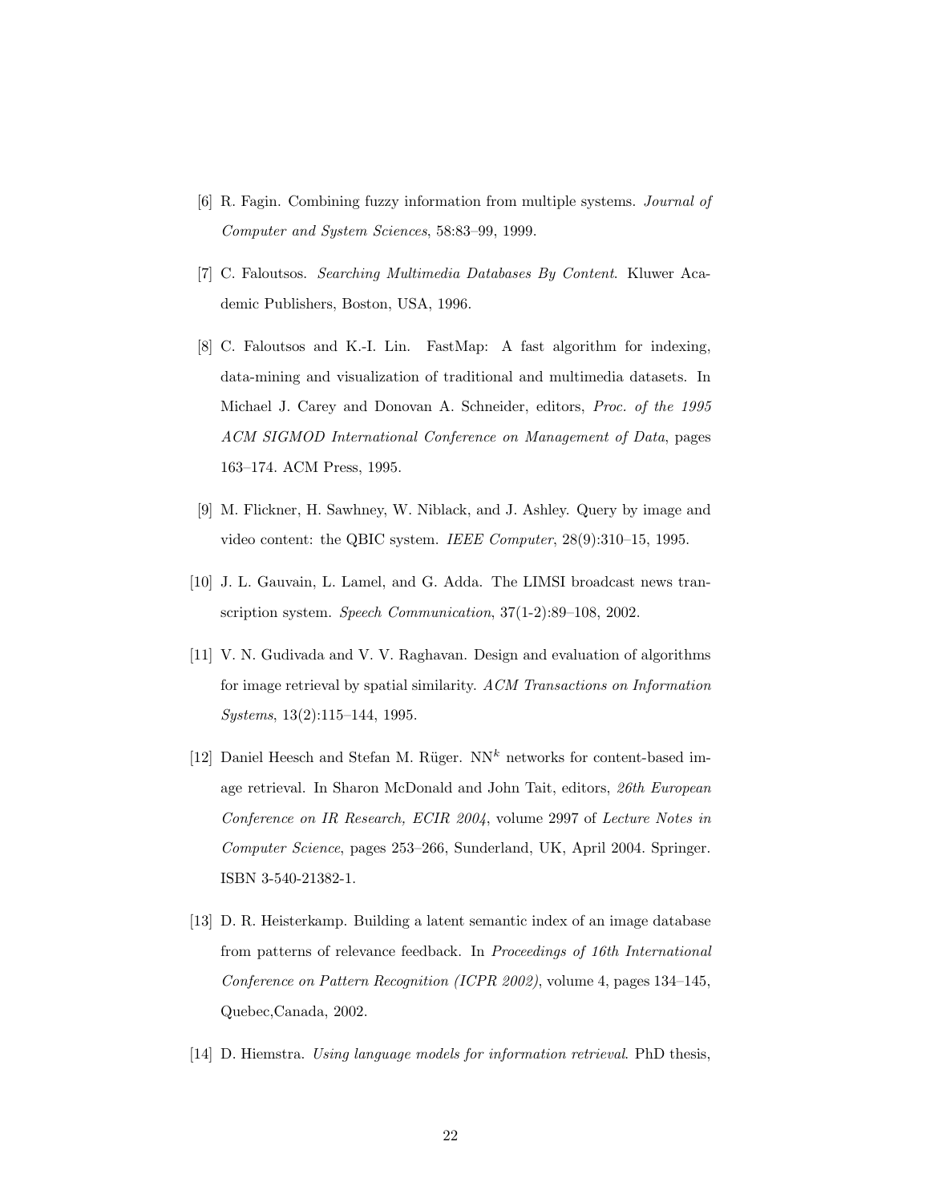[6] R. Fagin. Combining fuzzy information from multiple systems. *Journal of Computer and System Sciences*, 58:83–99, 1999.

[7] C. Faloutsos. *Searching Multimedia Databases By Content*. Kluwer Academic Publishers, Boston, USA, 1996.

[8] C. Faloutsos and K.-I. Lin. FastMap: A fast algorithm for indexing, data-mining and visualization of traditional and multimedia datasets. In Michael J. Carey and Donovan A. Schneider, editors, *Proc. of the 1995 ACM SIGMOD International Conference on Management of Data*, pages 163–174. ACM Press, 1995.

[9] M. Flickner, H. Sawhney, W. Niblack, and J. Ashley. Query by image and video content: the QBIC system. *IEEE Computer*, 28(9):310–15, 1995.

[10] J. L. Gauvain, L. Lamel, and G. Adda. The LIMSI broadcast news transcription system. *Speech Communication*, 37(1-2):89–108, 2002.

[11] V. N. Gudivada and V. V. Raghavan. Design and evaluation of algorithms for image retrieval by spatial similarity. *ACM Transactions on Information Systems*, 13(2):115–144, 1995.

[12] Daniel Heesch and Stefan M. Rüger. $\mathrm{NN}^k$ networks for content-based image retrieval. In Sharon McDonald and John Tait, editors, *26th European Conference on IR Research, ECIR 2004*, volume 2997 of *Lecture Notes in Computer Science*, pages 253–266, Sunderland, UK, April 2004. Springer. ISBN 3-540-21382-1.

[13] D. R. Heisterkamp. Building a latent semantic index of an image database from patterns of relevance feedback. In *Proceedings of 16th International Conference on Pattern Recognition (ICPR 2002)*, volume 4, pages 134–145, Quebec,Canada, 2002.

[14] D. Hiemstra. *Using language models for information retrieval*. PhD thesis,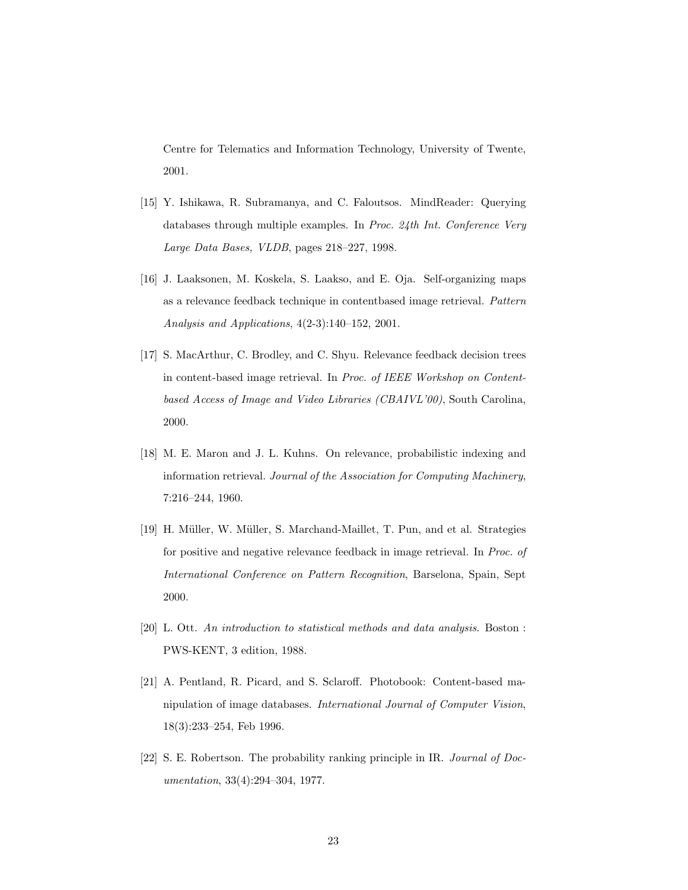Centre for Telematics and Information Technology, University of Twente, 2001.

[15] Y. Ishikawa, R. Subramanya, and C. Faloutsos. MindReader: Querying databases through multiple examples. In *Proc. 24th Int. Conference Very Large Data Bases, VLDB*, pages 218–227, 1998.

[16] J. Laaksonen, M. Koskela, S. Laakso, and E. Oja. Self-organizing maps as a relevance feedback technique in contentbased image retrieval. *Pattern Analysis and Applications*, 4(2-3):140–152, 2001.

[17] S. MacArthur, C. Brodley, and C. Shyu. Relevance feedback decision trees in content-based image retrieval. In *Proc. of IEEE Workshop on Content-based Access of Image and Video Libraries (CBAIVL'00)*, South Carolina, 2000.

[18] M. E. Maron and J. L. Kuhns. On relevance, probabilistic indexing and information retrieval. *Journal of the Association for Computing Machinery*, 7:216–244, 1960.

[19] H. Müller, W. Müller, S. Marchand-Maillet, T. Pun, and et al. Strategies for positive and negative relevance feedback in image retrieval. In *Proc. of International Conference on Pattern Recognition*, Barselona, Spain, Sept 2000.

[20] L. Ott. *An introduction to statistical methods and data analysis*. Boston : PWS-KENT, 3 edition, 1988.

[21] A. Pentland, R. Picard, and S. Sclaroff. Photobook: Content-based manipulation of image databases. *International Journal of Computer Vision*, 18(3):233–254, Feb 1996.

[22] S. E. Robertson. The probability ranking principle in IR. *Journal of Documentation*, 33(4):294–304, 1977.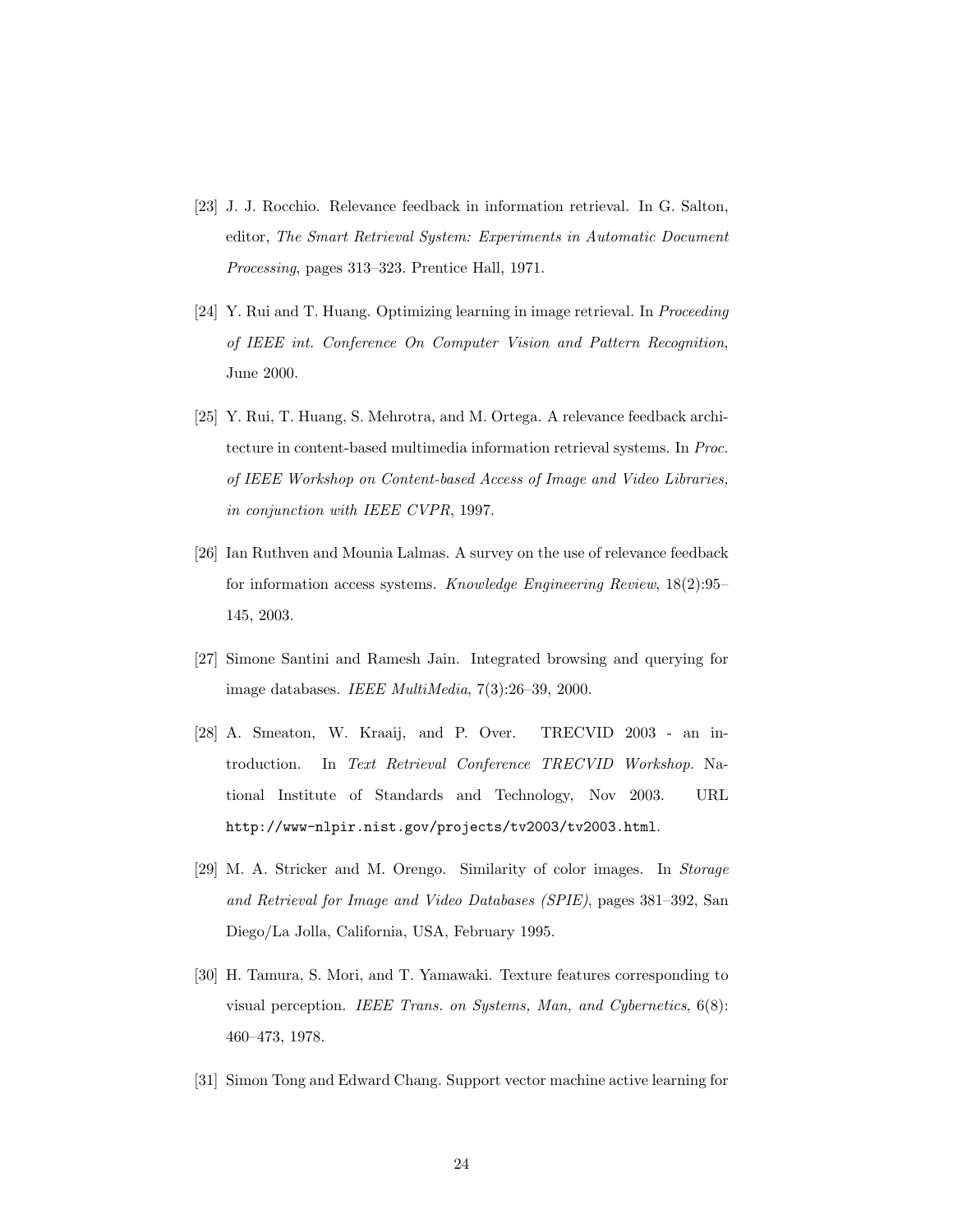[23] J. J. Rocchio. Relevance feedback in information retrieval. In G. Salton, editor, *The Smart Retrieval System: Experiments in Automatic Document Processing*, pages 313–323. Prentice Hall, 1971.

[24] Y. Rui and T. Huang. Optimizing learning in image retrieval. In *Proceeding of IEEE int. Conference On Computer Vision and Pattern Recognition*, June 2000.

[25] Y. Rui, T. Huang, S. Mehrotra, and M. Ortega. A relevance feedback architecture in content-based multimedia information retrieval systems. In *Proc. of IEEE Workshop on Content-based Access of Image and Video Libraries, in conjunction with IEEE CVPR*, 1997.

[26] Ian Ruthven and Mounia Lalmas. A survey on the use of relevance feedback for information access systems. *Knowledge Engineering Review*, 18(2):95–145, 2003.

[27] Simone Santini and Ramesh Jain. Integrated browsing and querying for image databases. *IEEE MultiMedia*, 7(3):26–39, 2000.

[28] A. Smeaton, W. Kraaij, and P. Over. TRECVID 2003 - an introduction. In *Text Retrieval Conference TRECVID Workshop*. National Institute of Standards and Technology, Nov 2003. URL `http://www-nlpir.nist.gov/projects/tv2003/tv2003.html`.

[29] M. A. Stricker and M. Orengo. Similarity of color images. In *Storage and Retrieval for Image and Video Databases (SPIE)*, pages 381–392, San Diego/La Jolla, California, USA, February 1995.

[30] H. Tamura, S. Mori, and T. Yamawaki. Texture features corresponding to visual perception. *IEEE Trans. on Systems, Man, and Cybernetics*, 6(8): 460–473, 1978.

[31] Simon Tong and Edward Chang. Support vector machine active learning for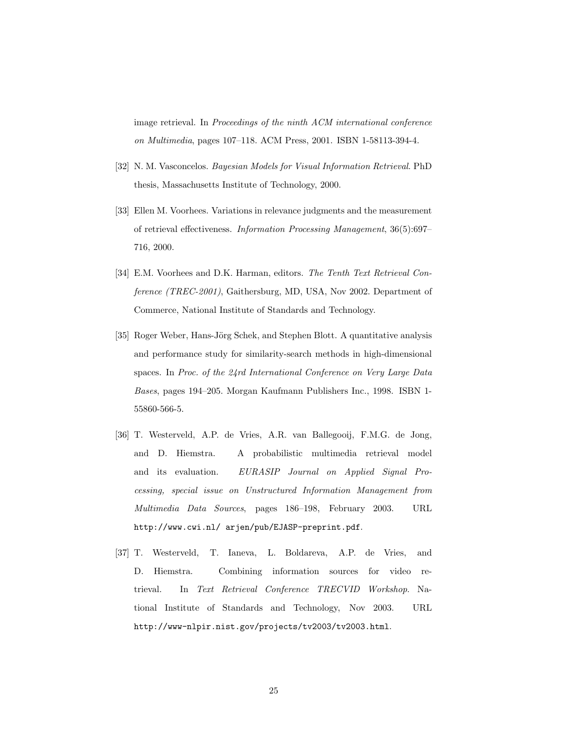image retrieval. In *Proceedings of the ninth ACM international conference on Multimedia*, pages 107–118. ACM Press, 2001. ISBN 1-58113-394-4.

[32] N. M. Vasconcelos. *Bayesian Models for Visual Information Retrieval*. PhD thesis, Massachusetts Institute of Technology, 2000.

[33] Ellen M. Voorhees. Variations in relevance judgments and the measurement of retrieval effectiveness. *Information Processing Management*, 36(5):697–716, 2000.

[34] E.M. Voorhees and D.K. Harman, editors. *The Tenth Text Retrieval Conference (TREC-2001)*, Gaithersburg, MD, USA, Nov 2002. Department of Commerce, National Institute of Standards and Technology.

[35] Roger Weber, Hans-Jörg Schek, and Stephen Blott. A quantitative analysis and performance study for similarity-search methods in high-dimensional spaces. In *Proc. of the 24rd International Conference on Very Large Data Bases*, pages 194–205. Morgan Kaufmann Publishers Inc., 1998. ISBN 1-55860-566-5.

[36] T. Westerveld, A.P. de Vries, A.R. van Ballegooij, F.M.G. de Jong, and D. Hiemstra. A probabilistic multimedia retrieval model and its evaluation. *EURASIP Journal on Applied Signal Processing, special issue on Unstructured Information Management from Multimedia Data Sources*, pages 186–198, February 2003. URL `http://www.cwi.nl/ arjen/pub/EJASP-preprint.pdf`.

[37] T. Westerveld, T. Ianeva, L. Boldareva, A.P. de Vries, and D. Hiemstra. Combining information sources for video retrieval. In *Text Retrieval Conference TRECVID Workshop*. National Institute of Standards and Technology, Nov 2003. URL `http://www-nlpir.nist.gov/projects/tv2003/tv2003.html`.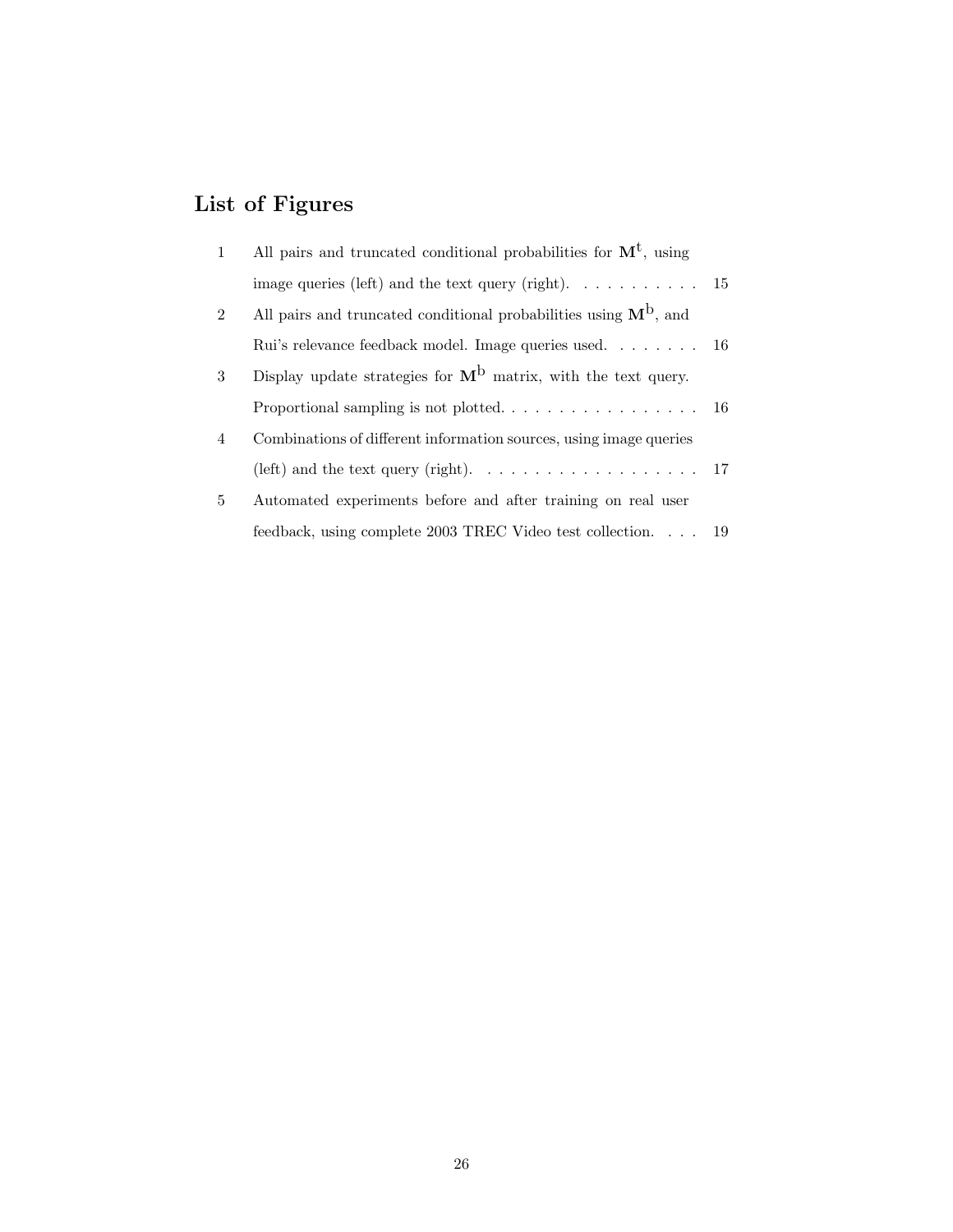# List of Figures

1 All pairs and truncated conditional probabilities for $\mathbf{M}^{\mathrm{t}}$, using image queries (left) and the text query (right). . . . . . . . . . . 15

2 All pairs and truncated conditional probabilities using $\mathbf{M}^{\mathrm{b}}$, and Rui's relevance feedback model. Image queries used. . . . . . . . 16

3 Display update strategies for $\mathbf{M}^{\mathrm{b}}$ matrix, with the text query. Proportional sampling is not plotted. . . . . . . . . . . . . . . . . . 16

4 Combinations of different information sources, using image queries (left) and the text query (right). . . . . . . . . . . . . . . . . . . 17

5 Automated experiments before and after training on real user feedback, using complete 2003 TREC Video test collection. . . . 19